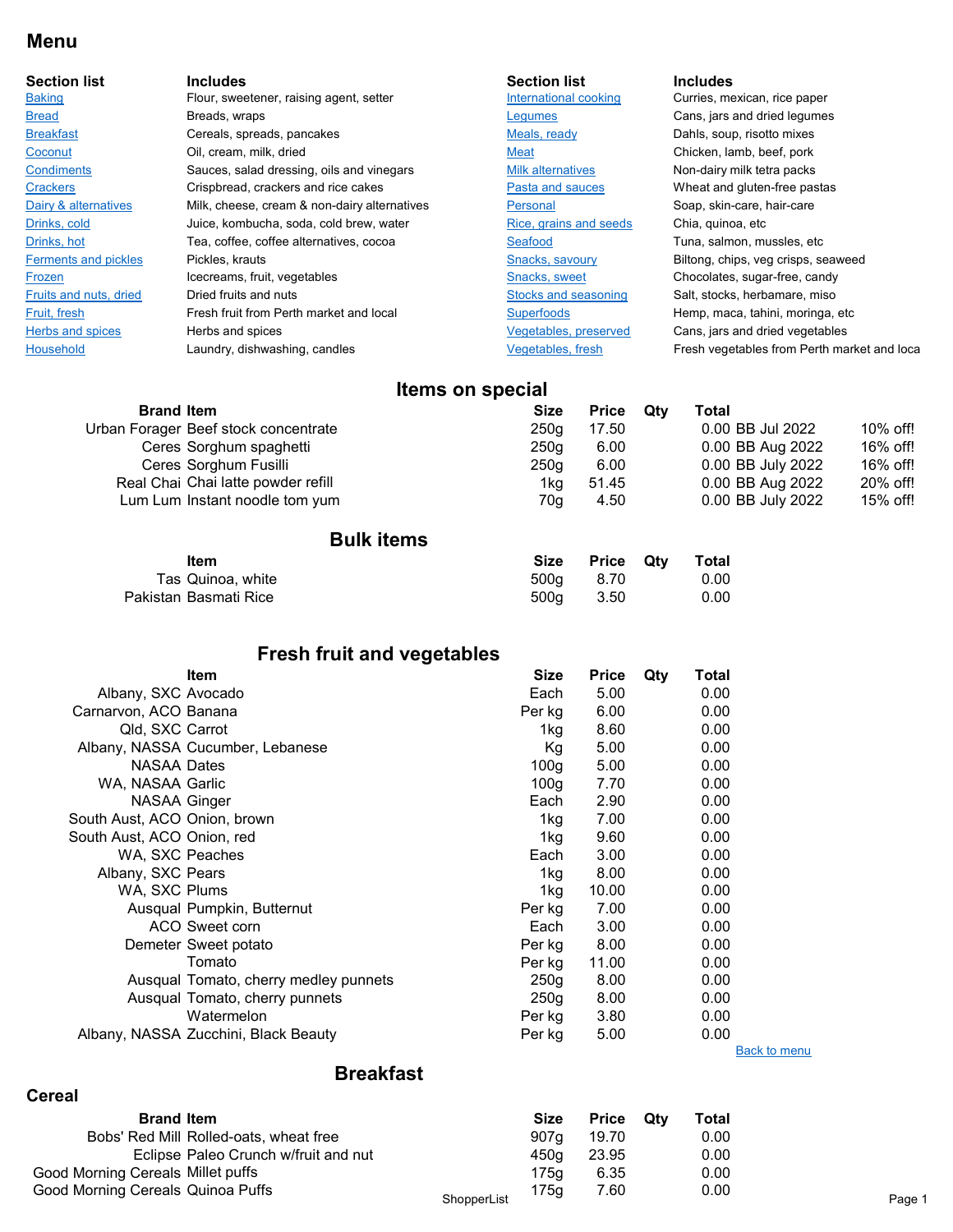# Menu

| Section list | Includes | Section list | Includes |
|---|---|---|---|
| Baking | Flour, sweetener, raising agent, setter | International cooking | Curries, mexican, rice paper |
| Bread | Breads, wraps | Legumes | Cans, jars and dried legumes |
| Breakfast | Cereals, spreads, pancakes | Meals, ready | Dahls, soup, risotto mixes |
| Coconut | Oil, cream, milk, dried | Meat | Chicken, lamb, beef, pork |
| Condiments | Sauces, salad dressing, oils and vinegars | Milk alternatives | Non-dairy milk tetra packs |
| Crackers | Crispbread, crackers and rice cakes | Pasta and sauces | Wheat and gluten-free pastas |
| Dairy & alternatives | Milk, cheese, cream & non-dairy alternatives | Personal | Soap, skin-care, hair-care |
| Drinks, cold | Juice, kombucha, soda, cold brew, water | Rice, grains and seeds | Chia, quinoa, etc |
| Drinks, hot | Tea, coffee, coffee alternatives, cocoa | Seafood | Tuna, salmon, mussles, etc |
| Ferments and pickles | Pickles, krauts | Snacks, savoury | Biltong, chips, veg crisps, seaweed |
| Frozen | Icecreams, fruit, vegetables | Snacks, sweet | Chocolates, sugar-free, candy |
| Fruits and nuts, dried | Dried fruits and nuts | Stocks and seasoning | Salt, stocks, herbamare, miso |
| Fruit, fresh | Fresh fruit from Perth market and local | Superfoods | Hemp, maca, tahini, moringa, etc |
| Herbs and spices | Herbs and spices | Vegetables, preserved | Cans, jars and dried vegetables |
| Household | Laundry, dishwashing, candles | Vegetables, fresh | Fresh vegetables from Perth market and loca |

## Items on special

| Brand | Item | Size | Price | Qty | Total | | |
|---|---|---|---|---|---|---|---|
| Urban Forager | Beef stock concentrate | 250g | 17.50 | | 0.00 | BB Jul 2022 | 10% off! |
| Ceres | Sorghum spaghetti | 250g | 6.00 | | 0.00 | BB Aug 2022 | 16% off! |
| Ceres | Sorghum Fusilli | 250g | 6.00 | | 0.00 | BB July 2022 | 16% off! |
| Real Chai | Chai latte powder refill | 1kg | 51.45 | | 0.00 | BB Aug 2022 | 20% off! |
| Lum Lum | Instant noodle tom yum | 70g | 4.50 | | 0.00 | BB July 2022 | 15% off! |

## Bulk items

| | Item | Size | Price | Qty | Total |
|---|---|---|---|---|---|
| Tas | Quinoa, white | 500g | 8.70 | | 0.00 |
| Pakistan | Basmati Rice | 500g | 3.50 | | 0.00 |

## Fresh fruit and vegetables

| | Item | Size | Price | Qty | Total |
|---|---|---|---|---|---|
| Albany, SXC | Avocado | Each | 5.00 | | 0.00 |
| Carnarvon, ACO | Banana | Per kg | 6.00 | | 0.00 |
| Qld, SXC | Carrot | 1kg | 8.60 | | 0.00 |
| Albany, NASSA | Cucumber, Lebanese | Kg | 5.00 | | 0.00 |
| NASAA | Dates | 100g | 5.00 | | 0.00 |
| WA, NASAA | Garlic | 100g | 7.70 | | 0.00 |
| NASAA | Ginger | Each | 2.90 | | 0.00 |
| South Aust, ACO | Onion, brown | 1kg | 7.00 | | 0.00 |
| South Aust, ACO | Onion, red | 1kg | 9.60 | | 0.00 |
| WA, SXC | Peaches | Each | 3.00 | | 0.00 |
| Albany, SXC | Pears | 1kg | 8.00 | | 0.00 |
| WA, SXC | Plums | 1kg | 10.00 | | 0.00 |
| Ausqual | Pumpkin, Butternut | Per kg | 7.00 | | 0.00 |
| ACO | Sweet corn | Each | 3.00 | | 0.00 |
| Demeter | Sweet potato | Per kg | 8.00 | | 0.00 |
| | Tomato | Per kg | 11.00 | | 0.00 |
| Ausqual | Tomato, cherry medley punnets | 250g | 8.00 | | 0.00 |
| Ausqual | Tomato, cherry punnets | 250g | 8.00 | | 0.00 |
| | Watermelon | Per kg | 3.80 | | 0.00 |
| Albany, NASSA | Zucchini, Black Beauty | Per kg | 5.00 | | 0.00 |

Back to menu

## Breakfast

### Cereal

| Brand | Item | Size | Price | Qty | Total |
|---|---|---|---|---|---|
| Bobs' Red Mill | Rolled-oats, wheat free | 907g | 19.70 | | 0.00 |
| Eclipse | Paleo Crunch w/fruit and nut | 450g | 23.95 | | 0.00 |
| Good Morning Cereals | Millet puffs | 175g | 6.35 | | 0.00 |
| Good Morning Cereals | Quinoa Puffs | 175g | 7.60 | | 0.00 |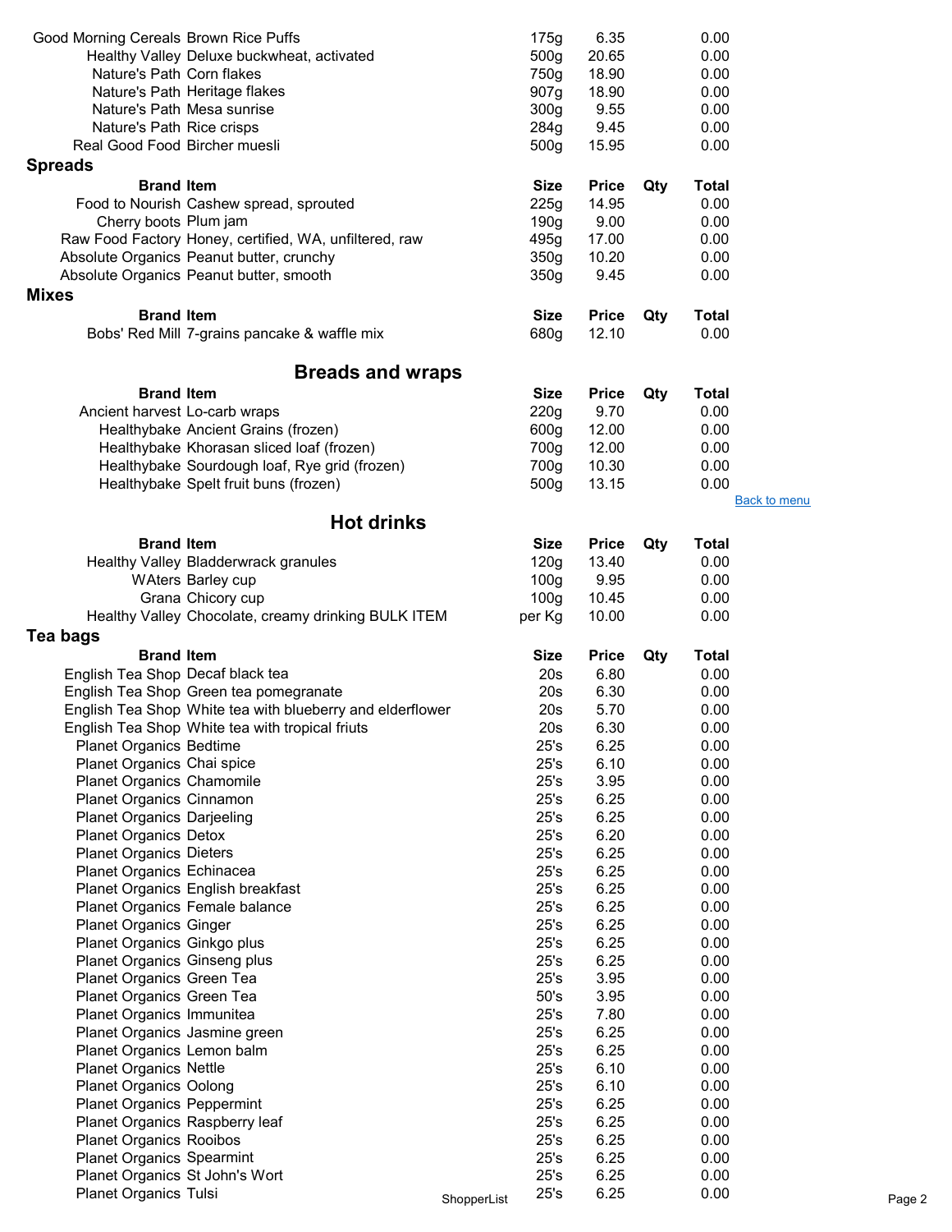| Brand | Item | Size | Price | Qty | Total |
|---|---|---|---|---|---|
| Good Morning Cereals | Brown Rice Puffs | 175g | 6.35 | | 0.00 |
| Healthy Valley | Deluxe buckwheat, activated | 500g | 20.65 | | 0.00 |
| Nature's Path | Corn flakes | 750g | 18.90 | | 0.00 |
| Nature's Path | Heritage flakes | 907g | 18.90 | | 0.00 |
| Nature's Path | Mesa sunrise | 300g | 9.55 | | 0.00 |
| Nature's Path | Rice crisps | 284g | 9.45 | | 0.00 |
| Real Good Food | Bircher muesli | 500g | 15.95 | | 0.00 |

### Spreads

| Brand | Item | Size | Price | Qty | Total |
|---|---|---|---|---|---|
| Food to Nourish | Cashew spread, sprouted | 225g | 14.95 | | 0.00 |
| Cherry boots | Plum jam | 190g | 9.00 | | 0.00 |
| Raw Food Factory | Honey, certified, WA, unfiltered, raw | 495g | 17.00 | | 0.00 |
| Absolute Organics | Peanut butter, crunchy | 350g | 10.20 | | 0.00 |
| Absolute Organics | Peanut butter, smooth | 350g | 9.45 | | 0.00 |

### Mixes

| Brand | Item | Size | Price | Qty | Total |
|---|---|---|---|---|---|
| Bobs' Red Mill | 7-grains pancake & waffle mix | 680g | 12.10 | | 0.00 |

## Breads and wraps

| Brand | Item | Size | Price | Qty | Total |
|---|---|---|---|---|---|
| Ancient harvest | Lo-carb wraps | 220g | 9.70 | | 0.00 |
| Healthybake | Ancient Grains (frozen) | 600g | 12.00 | | 0.00 |
| Healthybake | Khorasan sliced loaf (frozen) | 700g | 12.00 | | 0.00 |
| Healthybake | Sourdough loaf, Rye grid (frozen) | 700g | 10.30 | | 0.00 |
| Healthybake | Spelt fruit buns (frozen) | 500g | 13.15 | | 0.00 |

Back to menu

## Hot drinks

| Brand | Item | Size | Price | Qty | Total |
|---|---|---|---|---|---|
| Healthy Valley | Bladderwrack granules | 120g | 13.40 | | 0.00 |
| WAters | Barley cup | 100g | 9.95 | | 0.00 |
| Grana | Chicory cup | 100g | 10.45 | | 0.00 |
| Healthy Valley | Chocolate, creamy drinking BULK ITEM | per Kg | 10.00 | | 0.00 |

### Tea bags

| Brand | Item | Size | Price | Qty | Total |
|---|---|---|---|---|---|
| English Tea Shop | Decaf black tea | 20s | 6.80 | | 0.00 |
| English Tea Shop | Green tea pomegranate | 20s | 6.30 | | 0.00 |
| English Tea Shop | White tea with blueberry and elderflower | 20s | 5.70 | | 0.00 |
| English Tea Shop | White tea with tropical friuts | 20s | 6.30 | | 0.00 |
| Planet Organics | Bedtime | 25's | 6.25 | | 0.00 |
| Planet Organics | Chai spice | 25's | 6.10 | | 0.00 |
| Planet Organics | Chamomile | 25's | 3.95 | | 0.00 |
| Planet Organics | Cinnamon | 25's | 6.25 | | 0.00 |
| Planet Organics | Darjeeling | 25's | 6.25 | | 0.00 |
| Planet Organics | Detox | 25's | 6.20 | | 0.00 |
| Planet Organics | Dieters | 25's | 6.25 | | 0.00 |
| Planet Organics | Echinacea | 25's | 6.25 | | 0.00 |
| Planet Organics | English breakfast | 25's | 6.25 | | 0.00 |
| Planet Organics | Female balance | 25's | 6.25 | | 0.00 |
| Planet Organics | Ginger | 25's | 6.25 | | 0.00 |
| Planet Organics | Ginkgo plus | 25's | 6.25 | | 0.00 |
| Planet Organics | Ginseng plus | 25's | 6.25 | | 0.00 |
| Planet Organics | Green Tea | 25's | 3.95 | | 0.00 |
| Planet Organics | Green Tea | 50's | 3.95 | | 0.00 |
| Planet Organics | Immunitea | 25's | 7.80 | | 0.00 |
| Planet Organics | Jasmine green | 25's | 6.25 | | 0.00 |
| Planet Organics | Lemon balm | 25's | 6.25 | | 0.00 |
| Planet Organics | Nettle | 25's | 6.10 | | 0.00 |
| Planet Organics | Oolong | 25's | 6.10 | | 0.00 |
| Planet Organics | Peppermint | 25's | 6.25 | | 0.00 |
| Planet Organics | Raspberry leaf | 25's | 6.25 | | 0.00 |
| Planet Organics | Rooibos | 25's | 6.25 | | 0.00 |
| Planet Organics | Spearmint | 25's | 6.25 | | 0.00 |
| Planet Organics | St John's Wort | 25's | 6.25 | | 0.00 |
| Planet Organics | Tulsi | 25's | 6.25 | | 0.00 |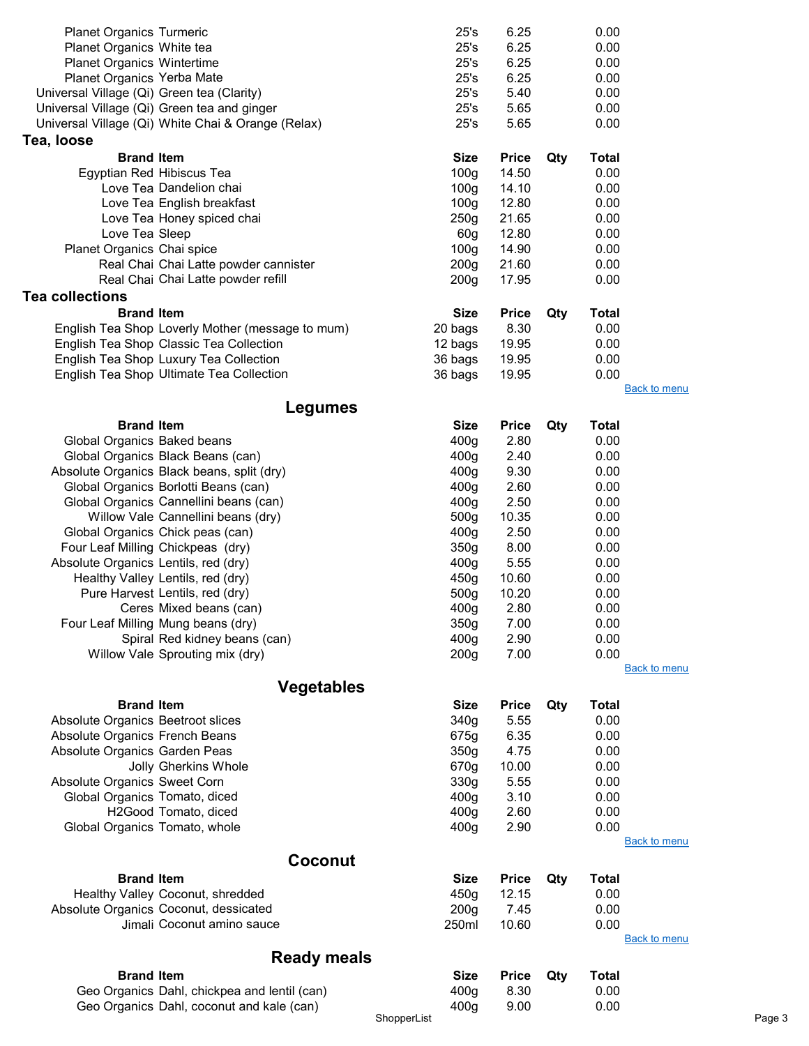| Brand | Item | Size | Price | Qty | Total |
|---|---|---|---|---|---|
| Planet Organics | Turmeric | 25's | 6.25 | | 0.00 |
| Planet Organics | White tea | 25's | 6.25 | | 0.00 |
| Planet Organics | Wintertime | 25's | 6.25 | | 0.00 |
| Planet Organics | Yerba Mate | 25's | 6.25 | | 0.00 |
| Universal Village (Qi) | Green tea (Clarity) | 25's | 5.40 | | 0.00 |
| Universal Village (Qi) | Green tea and ginger | 25's | 5.65 | | 0.00 |
| Universal Village (Qi) | White Chai & Orange (Relax) | 25's | 5.65 | | 0.00 |

### Tea, loose

| Brand | Item | Size | Price | Qty | Total |
|---|---|---|---|---|---|
| Egyptian Red | Hibiscus Tea | 100g | 14.50 | | 0.00 |
| Love Tea | Dandelion chai | 100g | 14.10 | | 0.00 |
| Love Tea | English breakfast | 100g | 12.80 | | 0.00 |
| Love Tea | Honey spiced chai | 250g | 21.65 | | 0.00 |
| Love Tea | Sleep | 60g | 12.80 | | 0.00 |
| Planet Organics | Chai spice | 100g | 14.90 | | 0.00 |
| Real Chai | Chai Latte powder cannister | 200g | 21.60 | | 0.00 |
| Real Chai | Chai Latte powder refill | 200g | 17.95 | | 0.00 |

### Tea collections

| Brand | Item | Size | Price | Qty | Total |
|---|---|---|---|---|---|
| English Tea Shop | Loverly Mother (message to mum) | 20 bags | 8.30 | | 0.00 |
| English Tea Shop | Classic Tea Collection | 12 bags | 19.95 | | 0.00 |
| English Tea Shop | Luxury Tea Collection | 36 bags | 19.95 | | 0.00 |
| English Tea Shop | Ultimate Tea Collection | 36 bags | 19.95 | | 0.00 |

Back to menu

## Legumes

| Brand | Item | Size | Price | Qty | Total |
|---|---|---|---|---|---|
| Global Organics | Baked beans | 400g | 2.80 | | 0.00 |
| Global Organics | Black Beans (can) | 400g | 2.40 | | 0.00 |
| Absolute Organics | Black beans, split (dry) | 400g | 9.30 | | 0.00 |
| Global Organics | Borlotti Beans (can) | 400g | 2.60 | | 0.00 |
| Global Organics | Cannellini beans (can) | 400g | 2.50 | | 0.00 |
| Willow Vale | Cannellini beans (dry) | 500g | 10.35 | | 0.00 |
| Global Organics | Chick peas (can) | 400g | 2.50 | | 0.00 |
| Four Leaf Milling | Chickpeas (dry) | 350g | 8.00 | | 0.00 |
| Absolute Organics | Lentils, red (dry) | 400g | 5.55 | | 0.00 |
| Healthy Valley | Lentils, red (dry) | 450g | 10.60 | | 0.00 |
| Pure Harvest | Lentils, red (dry) | 500g | 10.20 | | 0.00 |
| Ceres | Mixed beans (can) | 400g | 2.80 | | 0.00 |
| Four Leaf Milling | Mung beans (dry) | 350g | 7.00 | | 0.00 |
| Spiral | Red kidney beans (can) | 400g | 2.90 | | 0.00 |
| Willow Vale | Sprouting mix (dry) | 200g | 7.00 | | 0.00 |

Back to menu

## Vegetables

| Brand | Item | Size | Price | Qty | Total |
|---|---|---|---|---|---|
| Absolute Organics | Beetroot slices | 340g | 5.55 | | 0.00 |
| Absolute Organics | French Beans | 675g | 6.35 | | 0.00 |
| Absolute Organics | Garden Peas | 350g | 4.75 | | 0.00 |
| Jolly | Gherkins Whole | 670g | 10.00 | | 0.00 |
| Absolute Organics | Sweet Corn | 330g | 5.55 | | 0.00 |
| Global Organics | Tomato, diced | 400g | 3.10 | | 0.00 |
| H2Good | Tomato, diced | 400g | 2.60 | | 0.00 |
| Global Organics | Tomato, whole | 400g | 2.90 | | 0.00 |

Back to menu

## Coconut

| Brand | Item | Size | Price | Qty | Total |
|---|---|---|---|---|---|
| Healthy Valley | Coconut, shredded | 450g | 12.15 | | 0.00 |
| Absolute Organics | Coconut, dessicated | 200g | 7.45 | | 0.00 |
| Jimali | Coconut amino sauce | 250ml | 10.60 | | 0.00 |

Back to menu

## Ready meals

| Brand | Item | Size | Price | Qty | Total |
|---|---|---|---|---|---|
| Geo Organics | Dahl, chickpea and lentil (can) | 400g | 8.30 | | 0.00 |
| Geo Organics | Dahl, coconut and kale (can) | 400g | 9.00 | | 0.00 |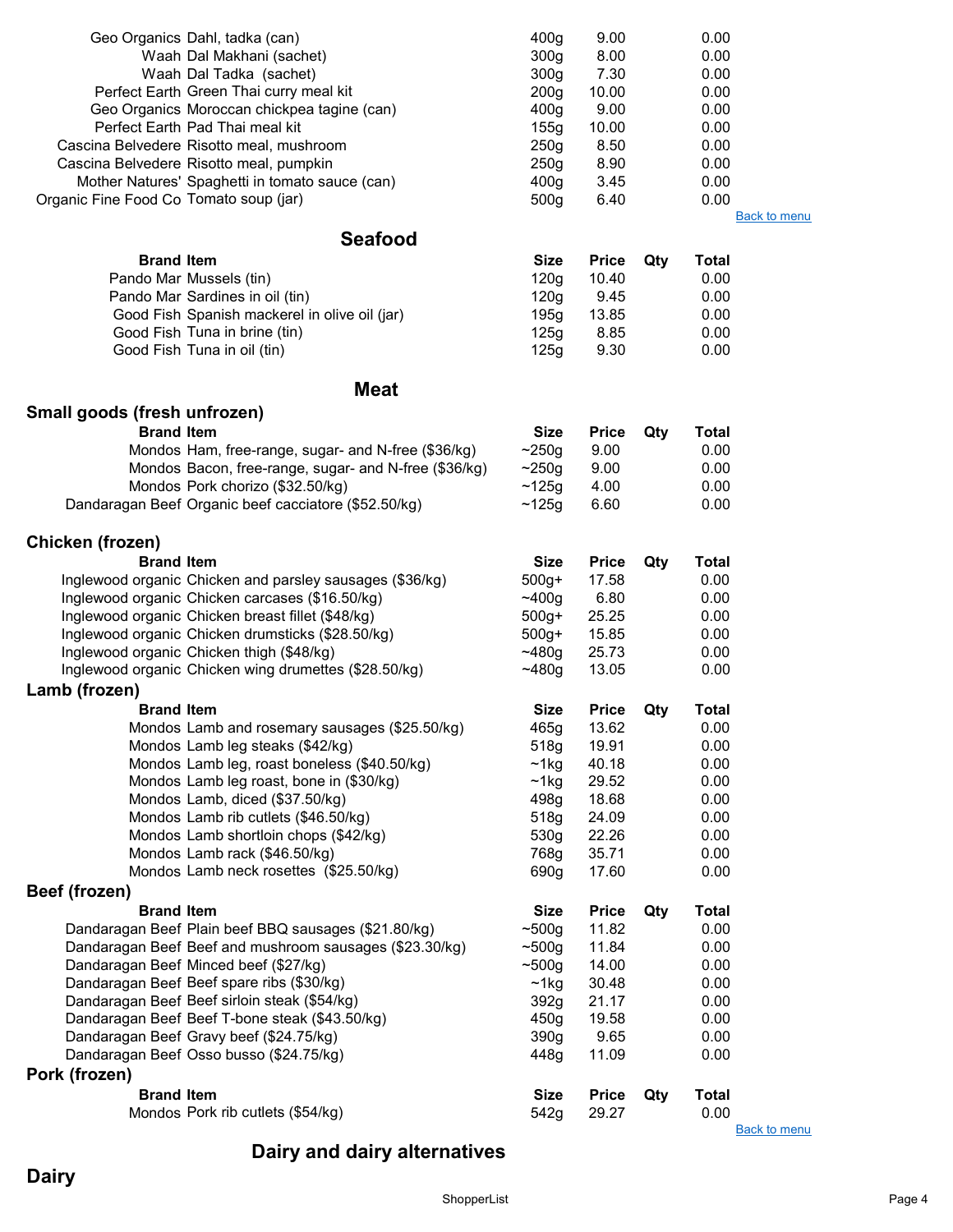| Brand | Item | Size | Price | Qty | Total |
|---|---|---|---|---|---|
| Geo Organics | Dahl, tadka (can) | 400g | 9.00 | | 0.00 |
| Waah | Dal Makhani (sachet) | 300g | 8.00 | | 0.00 |
| Waah | Dal Tadka (sachet) | 300g | 7.30 | | 0.00 |
| Perfect Earth | Green Thai curry meal kit | 200g | 10.00 | | 0.00 |
| Geo Organics | Moroccan chickpea tagine (can) | 400g | 9.00 | | 0.00 |
| Perfect Earth | Pad Thai meal kit | 155g | 10.00 | | 0.00 |
| Cascina Belvedere | Risotto meal, mushroom | 250g | 8.50 | | 0.00 |
| Cascina Belvedere | Risotto meal, pumpkin | 250g | 8.90 | | 0.00 |
| Mother Natures' | Spaghetti in tomato sauce (can) | 400g | 3.45 | | 0.00 |
| Organic Fine Food Co | Tomato soup (jar) | 500g | 6.40 | | 0.00 |

Back to menu

## Seafood

| Brand | Item | Size | Price | Qty | Total |
|---|---|---|---|---|---|
| Pando Mar | Mussels (tin) | 120g | 10.40 | | 0.00 |
| Pando Mar | Sardines in oil (tin) | 120g | 9.45 | | 0.00 |
| Good Fish | Spanish mackerel in olive oil (jar) | 195g | 13.85 | | 0.00 |
| Good Fish | Tuna in brine (tin) | 125g | 8.85 | | 0.00 |
| Good Fish | Tuna in oil (tin) | 125g | 9.30 | | 0.00 |

## Meat

### Small goods (fresh unfrozen)

| Brand | Item | Size | Price | Qty | Total |
|---|---|---|---|---|---|
| Mondos | Ham, free-range, sugar- and N-free ($36/kg) | ~250g | 9.00 | | 0.00 |
| Mondos | Bacon, free-range, sugar- and N-free ($36/kg) | ~250g | 9.00 | | 0.00 |
| Mondos | Pork chorizo ($32.50/kg) | ~125g | 4.00 | | 0.00 |
| Dandaragan Beef | Organic beef cacciatore ($52.50/kg) | ~125g | 6.60 | | 0.00 |

### Chicken (frozen)

| Brand | Item | Size | Price | Qty | Total |
|---|---|---|---|---|---|
| Inglewood organic | Chicken and parsley sausages ($36/kg) | 500g+ | 17.58 | | 0.00 |
| Inglewood organic | Chicken carcases ($16.50/kg) | ~400g | 6.80 | | 0.00 |
| Inglewood organic | Chicken breast fillet ($48/kg) | 500g+ | 25.25 | | 0.00 |
| Inglewood organic | Chicken drumsticks ($28.50/kg) | 500g+ | 15.85 | | 0.00 |
| Inglewood organic | Chicken thigh ($48/kg) | ~480g | 25.73 | | 0.00 |
| Inglewood organic | Chicken wing drumettes ($28.50/kg) | ~480g | 13.05 | | 0.00 |

### Lamb (frozen)

| Brand | Item | Size | Price | Qty | Total |
|---|---|---|---|---|---|
| Mondos | Lamb and rosemary sausages ($25.50/kg) | 465g | 13.62 | | 0.00 |
| Mondos | Lamb leg steaks ($42/kg) | 518g | 19.91 | | 0.00 |
| Mondos | Lamb leg, roast boneless ($40.50/kg) | ~1kg | 40.18 | | 0.00 |
| Mondos | Lamb leg roast, bone in ($30/kg) | ~1kg | 29.52 | | 0.00 |
| Mondos | Lamb, diced ($37.50/kg) | 498g | 18.68 | | 0.00 |
| Mondos | Lamb rib cutlets ($46.50/kg) | 518g | 24.09 | | 0.00 |
| Mondos | Lamb shortloin chops ($42/kg) | 530g | 22.26 | | 0.00 |
| Mondos | Lamb rack ($46.50/kg) | 768g | 35.71 | | 0.00 |
| Mondos | Lamb neck rosettes ($25.50/kg) | 690g | 17.60 | | 0.00 |

### Beef (frozen)

| Brand | Item | Size | Price | Qty | Total |
|---|---|---|---|---|---|
| Dandaragan Beef | Plain beef BBQ sausages ($21.80/kg) | ~500g | 11.82 | | 0.00 |
| Dandaragan Beef | Beef and mushroom sausages ($23.30/kg) | ~500g | 11.84 | | 0.00 |
| Dandaragan Beef | Minced beef ($27/kg) | ~500g | 14.00 | | 0.00 |
| Dandaragan Beef | Beef spare ribs ($30/kg) | ~1kg | 30.48 | | 0.00 |
| Dandaragan Beef | Beef sirloin steak ($54/kg) | 392g | 21.17 | | 0.00 |
| Dandaragan Beef | Beef T-bone steak ($43.50/kg) | 450g | 19.58 | | 0.00 |
| Dandaragan Beef | Gravy beef ($24.75/kg) | 390g | 9.65 | | 0.00 |
| Dandaragan Beef | Osso busso ($24.75/kg) | 448g | 11.09 | | 0.00 |

### Pork (frozen)

| Brand | Item | Size | Price | Qty | Total |
|---|---|---|---|---|---|
| Mondos | Pork rib cutlets ($54/kg) | 542g | 29.27 | | 0.00 |

Back to menu

## Dairy and dairy alternatives

### Dairy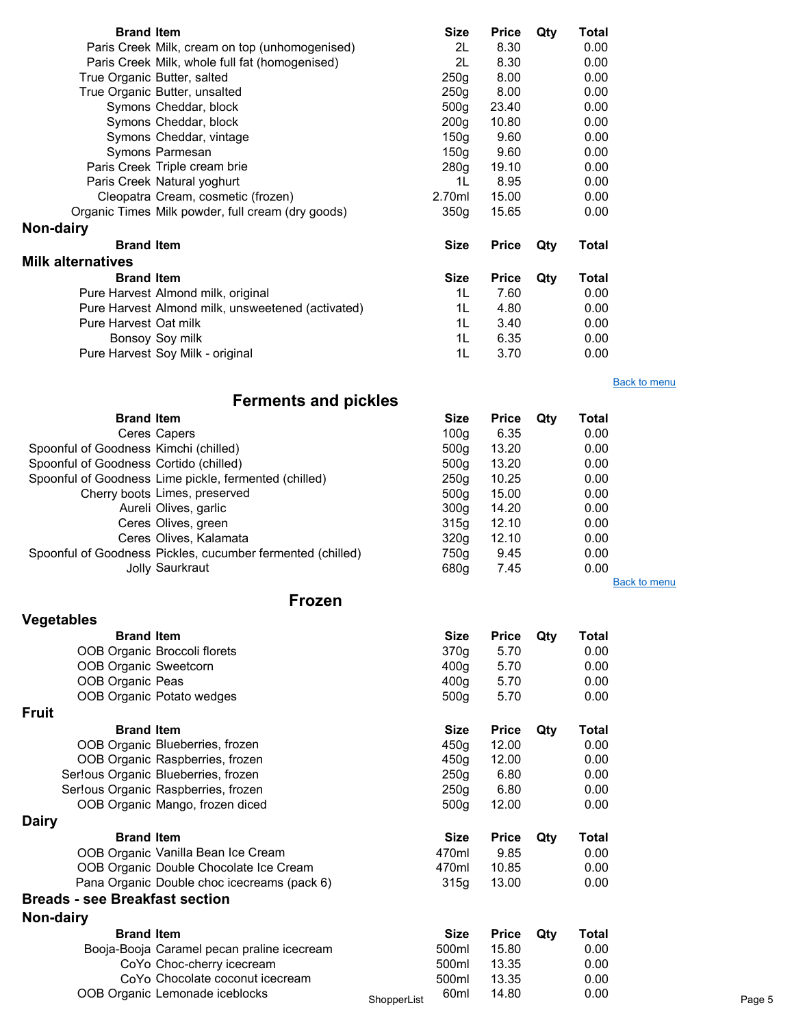| Brand | Item | Size | Price | Qty | Total |
|---|---|---|---|---|---|
| Paris Creek | Milk, cream on top (unhomogenised) | 2L | 8.30 | | 0.00 |
| Paris Creek | Milk, whole full fat (homogenised) | 2L | 8.30 | | 0.00 |
| True Organic | Butter, salted | 250g | 8.00 | | 0.00 |
| True Organic | Butter, unsalted | 250g | 8.00 | | 0.00 |
| Symons | Cheddar, block | 500g | 23.40 | | 0.00 |
| Symons | Cheddar, block | 200g | 10.80 | | 0.00 |
| Symons | Cheddar, vintage | 150g | 9.60 | | 0.00 |
| Symons | Parmesan | 150g | 9.60 | | 0.00 |
| Paris Creek | Triple cream brie | 280g | 19.10 | | 0.00 |
| Paris Creek | Natural yoghurt | 1L | 8.95 | | 0.00 |
| Cleopatra | Cream, cosmetic (frozen) | 2.70ml | 15.00 | | 0.00 |
| Organic Times | Milk powder, full cream (dry goods) | 350g | 15.65 | | 0.00 |

### Non-dairy

| Brand | Item | Size | Price | Qty | Total |
|---|---|---|---|---|---|

### Milk alternatives

| Brand | Item | Size | Price | Qty | Total |
|---|---|---|---|---|---|
| Pure Harvest | Almond milk, original | 1L | 7.60 | | 0.00 |
| Pure Harvest | Almond milk, unsweetened (activated) | 1L | 4.80 | | 0.00 |
| Pure Harvest | Oat milk | 1L | 3.40 | | 0.00 |
| Bonsoy | Soy milk | 1L | 6.35 | | 0.00 |
| Pure Harvest | Soy Milk - original | 1L | 3.70 | | 0.00 |

Back to menu

## Ferments and pickles

| Brand | Item | Size | Price | Qty | Total |
|---|---|---|---|---|---|
| Ceres | Capers | 100g | 6.35 | | 0.00 |
| Spoonful of Goodness | Kimchi (chilled) | 500g | 13.20 | | 0.00 |
| Spoonful of Goodness | Cortido (chilled) | 500g | 13.20 | | 0.00 |
| Spoonful of Goodness | Lime pickle, fermented (chilled) | 250g | 10.25 | | 0.00 |
| Cherry boots | Limes, preserved | 500g | 15.00 | | 0.00 |
| Aureli | Olives, garlic | 300g | 14.20 | | 0.00 |
| Ceres | Olives, green | 315g | 12.10 | | 0.00 |
| Ceres | Olives, Kalamata | 320g | 12.10 | | 0.00 |
| Spoonful of Goodness | Pickles, cucumber fermented (chilled) | 750g | 9.45 | | 0.00 |
| Jolly | Saurkraut | 680g | 7.45 | | 0.00 |

Back to menu

## Frozen

### Vegetables

| Brand | Item | Size | Price | Qty | Total |
|---|---|---|---|---|---|
| OOB Organic | Broccoli florets | 370g | 5.70 | | 0.00 |
| OOB Organic | Sweetcorn | 400g | 5.70 | | 0.00 |
| OOB Organic | Peas | 400g | 5.70 | | 0.00 |
| OOB Organic | Potato wedges | 500g | 5.70 | | 0.00 |

### Fruit

| Brand | Item | Size | Price | Qty | Total |
|---|---|---|---|---|---|
| OOB Organic | Blueberries, frozen | 450g | 12.00 | | 0.00 |
| OOB Organic | Raspberries, frozen | 450g | 12.00 | | 0.00 |
| Ser!ous Organic | Blueberries, frozen | 250g | 6.80 | | 0.00 |
| Ser!ous Organic | Raspberries, frozen | 250g | 6.80 | | 0.00 |
| OOB Organic | Mango, frozen diced | 500g | 12.00 | | 0.00 |

### Dairy

| Brand | Item | Size | Price | Qty | Total |
|---|---|---|---|---|---|
| OOB Organic | Vanilla Bean Ice Cream | 470ml | 9.85 | | 0.00 |
| OOB Organic | Double Chocolate Ice Cream | 470ml | 10.85 | | 0.00 |
| Pana Organic | Double choc icecreams (pack 6) | 315g | 13.00 | | 0.00 |

### Breads - see Breakfast section

### Non-dairy

| Brand | Item | Size | Price | Qty | Total |
|---|---|---|---|---|---|
| Booja-Booja | Caramel pecan praline icecream | 500ml | 15.80 | | 0.00 |
| CoYo | Choc-cherry icecream | 500ml | 13.35 | | 0.00 |
| CoYo | Chocolate coconut icecream | 500ml | 13.35 | | 0.00 |
| OOB Organic | Lemonade iceblocks | 60ml | 14.80 | | 0.00 |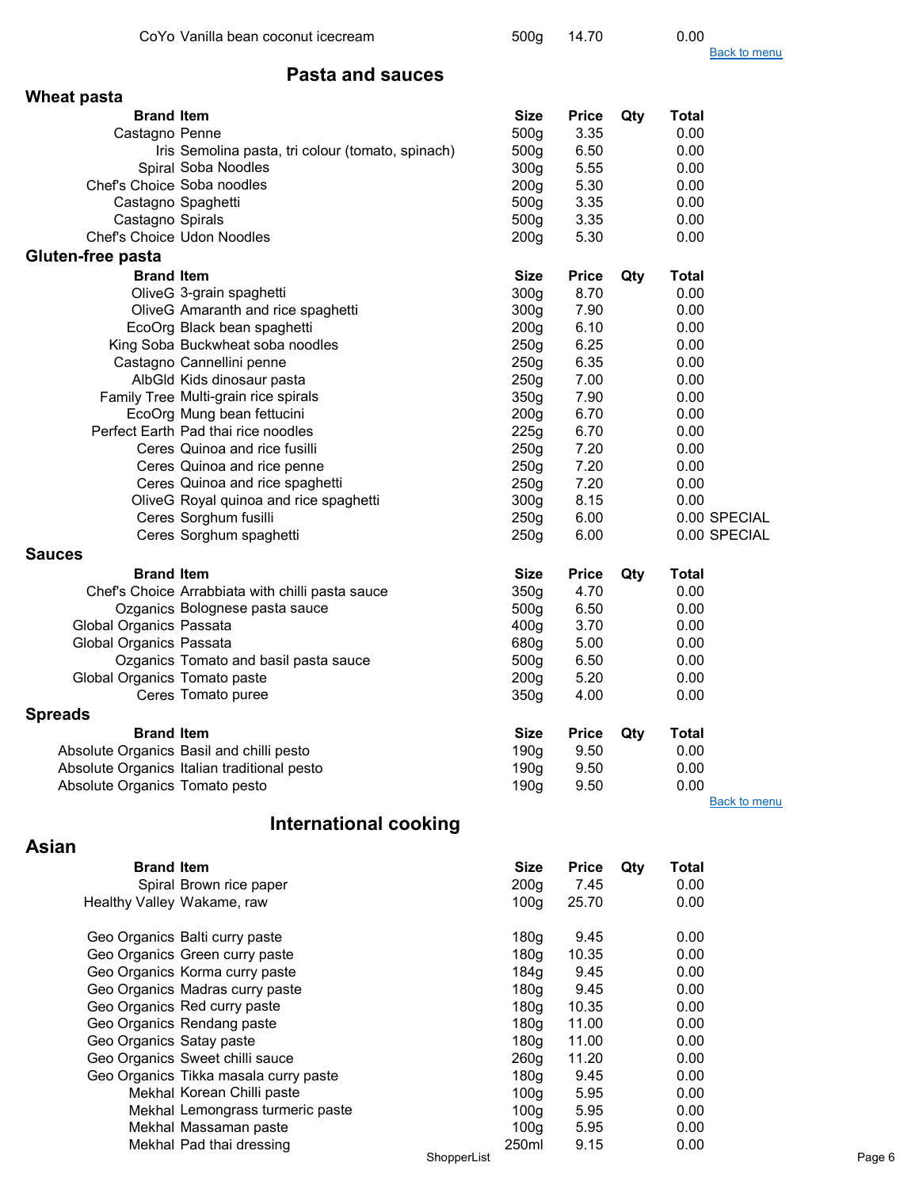| | | | | | |
|---|---|---|---|---|---|
| CoYo | Vanilla bean coconut icecream | 500g | 14.70 | | 0.00 |

Back to menu

## Pasta and sauces

### Wheat pasta

| Brand | Item | Size | Price | Qty | Total |
|---|---|---|---|---|---|
| Castagno | Penne | 500g | 3.35 | | 0.00 |
| Iris | Semolina pasta, tri colour (tomato, spinach) | 500g | 6.50 | | 0.00 |
| Spiral | Soba Noodles | 300g | 5.55 | | 0.00 |
| Chef's Choice | Soba noodles | 200g | 5.30 | | 0.00 |
| Castagno | Spaghetti | 500g | 3.35 | | 0.00 |
| Castagno | Spirals | 500g | 3.35 | | 0.00 |
| Chef's Choice | Udon Noodles | 200g | 5.30 | | 0.00 |

### Gluten-free pasta

| Brand | Item | Size | Price | Qty | Total | |
|---|---|---|---|---|---|---|
| OliveG | 3-grain spaghetti | 300g | 8.70 | | 0.00 | |
| OliveG | Amaranth and rice spaghetti | 300g | 7.90 | | 0.00 | |
| EcoOrg | Black bean spaghetti | 200g | 6.10 | | 0.00 | |
| King Soba | Buckwheat soba noodles | 250g | 6.25 | | 0.00 | |
| Castagno | Cannellini penne | 250g | 6.35 | | 0.00 | |
| AlbGld | Kids dinosaur pasta | 250g | 7.00 | | 0.00 | |
| Family Tree | Multi-grain rice spirals | 350g | 7.90 | | 0.00 | |
| EcoOrg | Mung bean fettucini | 200g | 6.70 | | 0.00 | |
| Perfect Earth | Pad thai rice noodles | 225g | 6.70 | | 0.00 | |
| Ceres | Quinoa and rice fusilli | 250g | 7.20 | | 0.00 | |
| Ceres | Quinoa and rice penne | 250g | 7.20 | | 0.00 | |
| Ceres | Quinoa and rice spaghetti | 250g | 7.20 | | 0.00 | |
| OliveG | Royal quinoa and rice spaghetti | 300g | 8.15 | | 0.00 | |
| Ceres | Sorghum fusilli | 250g | 6.00 | | 0.00 | SPECIAL |
| Ceres | Sorghum spaghetti | 250g | 6.00 | | 0.00 | SPECIAL |

### Sauces

| Brand | Item | Size | Price | Qty | Total |
|---|---|---|---|---|---|
| Chef's Choice | Arrabbiata with chilli pasta sauce | 350g | 4.70 | | 0.00 |
| Ozganics | Bolognese pasta sauce | 500g | 6.50 | | 0.00 |
| Global Organics | Passata | 400g | 3.70 | | 0.00 |
| Global Organics | Passata | 680g | 5.00 | | 0.00 |
| Ozganics | Tomato and basil pasta sauce | 500g | 6.50 | | 0.00 |
| Global Organics | Tomato paste | 200g | 5.20 | | 0.00 |
| Ceres | Tomato puree | 350g | 4.00 | | 0.00 |

### Spreads

| Brand | Item | Size | Price | Qty | Total |
|---|---|---|---|---|---|
| Absolute Organics | Basil and chilli pesto | 190g | 9.50 | | 0.00 |
| Absolute Organics | Italian traditional pesto | 190g | 9.50 | | 0.00 |
| Absolute Organics | Tomato pesto | 190g | 9.50 | | 0.00 |

Back to menu

## International cooking

### Asian

| Brand | Item | Size | Price | Qty | Total |
|---|---|---|---|---|---|
| Spiral | Brown rice paper | 200g | 7.45 | | 0.00 |
| Healthy Valley | Wakame, raw | 100g | 25.70 | | 0.00 |
| | | | | | |
| Geo Organics | Balti curry paste | 180g | 9.45 | | 0.00 |
| Geo Organics | Green curry paste | 180g | 10.35 | | 0.00 |
| Geo Organics | Korma curry paste | 184g | 9.45 | | 0.00 |
| Geo Organics | Madras curry paste | 180g | 9.45 | | 0.00 |
| Geo Organics | Red curry paste | 180g | 10.35 | | 0.00 |
| Geo Organics | Rendang paste | 180g | 11.00 | | 0.00 |
| Geo Organics | Satay paste | 180g | 11.00 | | 0.00 |
| Geo Organics | Sweet chilli sauce | 260g | 11.20 | | 0.00 |
| Geo Organics | Tikka masala curry paste | 180g | 9.45 | | 0.00 |
| Mekhal | Korean Chilli paste | 100g | 5.95 | | 0.00 |
| Mekhal | Lemongrass turmeric paste | 100g | 5.95 | | 0.00 |
| Mekhal | Massaman paste | 100g | 5.95 | | 0.00 |
| Mekhal | Pad thai dressing | 250ml | 9.15 | | 0.00 |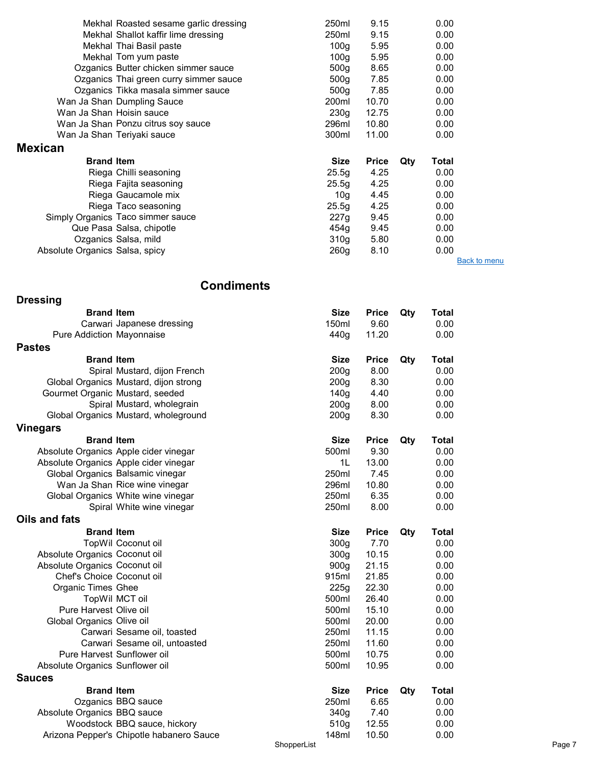| Brand | Item | Size | Price | Qty | Total |
|---|---|---|---|---|---|
| Mekhal | Roasted sesame garlic dressing | 250ml | 9.15 | | 0.00 |
| Mekhal | Shallot kaffir lime dressing | 250ml | 9.15 | | 0.00 |
| Mekhal | Thai Basil paste | 100g | 5.95 | | 0.00 |
| Mekhal | Tom yum paste | 100g | 5.95 | | 0.00 |
| Ozganics | Butter chicken simmer sauce | 500g | 8.65 | | 0.00 |
| Ozganics | Thai green curry simmer sauce | 500g | 7.85 | | 0.00 |
| Ozganics | Tikka masala simmer sauce | 500g | 7.85 | | 0.00 |
| Wan Ja Shan | Dumpling Sauce | 200ml | 10.70 | | 0.00 |
| Wan Ja Shan | Hoisin sauce | 230g | 12.75 | | 0.00 |
| Wan Ja Shan | Ponzu citrus soy sauce | 296ml | 10.80 | | 0.00 |
| Wan Ja Shan | Teriyaki sauce | 300ml | 11.00 | | 0.00 |

### Mexican

| Brand | Item | Size | Price | Qty | Total |
|---|---|---|---|---|---|
| Riega | Chilli seasoning | 25.5g | 4.25 | | 0.00 |
| Riega | Fajita seasoning | 25.5g | 4.25 | | 0.00 |
| Riega | Gaucamole mix | 10g | 4.45 | | 0.00 |
| Riega | Taco seasoning | 25.5g | 4.25 | | 0.00 |
| Simply Organics | Taco simmer sauce | 227g | 9.45 | | 0.00 |
| Que Pasa | Salsa, chipotle | 454g | 9.45 | | 0.00 |
| Ozganics | Salsa, mild | 310g | 5.80 | | 0.00 |
| Absolute Organics | Salsa, spicy | 260g | 8.10 | | 0.00 |

Back to menu

## Condiments

### Dressing

| Brand | Item | Size | Price | Qty | Total |
|---|---|---|---|---|---|
| Carwari | Japanese dressing | 150ml | 9.60 | | 0.00 |
| Pure Addiction | Mayonnaise | 440g | 11.20 | | 0.00 |

### Pastes

| Brand | Item | Size | Price | Qty | Total |
|---|---|---|---|---|---|
| Spiral | Mustard, dijon French | 200g | 8.00 | | 0.00 |
| Global Organics | Mustard, dijon strong | 200g | 8.30 | | 0.00 |
| Gourmet Organic | Mustard, seeded | 140g | 4.40 | | 0.00 |
| Spiral | Mustard, wholegrain | 200g | 8.00 | | 0.00 |
| Global Organics | Mustard, wholeground | 200g | 8.30 | | 0.00 |

### Vinegars

| Brand | Item | Size | Price | Qty | Total |
|---|---|---|---|---|---|
| Absolute Organics | Apple cider vinegar | 500ml | 9.30 | | 0.00 |
| Absolute Organics | Apple cider vinegar | 1L | 13.00 | | 0.00 |
| Global Organics | Balsamic vinegar | 250ml | 7.45 | | 0.00 |
| Wan Ja Shan | Rice wine vinegar | 296ml | 10.80 | | 0.00 |
| Global Organics | White wine vinegar | 250ml | 6.35 | | 0.00 |
| Spiral | White wine vinegar | 250ml | 8.00 | | 0.00 |

### Oils and fats

| Brand | Item | Size | Price | Qty | Total |
|---|---|---|---|---|---|
| TopWil | Coconut oil | 300g | 7.70 | | 0.00 |
| Absolute Organics | Coconut oil | 300g | 10.15 | | 0.00 |
| Absolute Organics | Coconut oil | 900g | 21.15 | | 0.00 |
| Chef's Choice | Coconut oil | 915ml | 21.85 | | 0.00 |
| Organic Times | Ghee | 225g | 22.30 | | 0.00 |
| TopWil | MCT oil | 500ml | 26.40 | | 0.00 |
| Pure Harvest | Olive oil | 500ml | 15.10 | | 0.00 |
| Global Organics | Olive oil | 500ml | 20.00 | | 0.00 |
| Carwari | Sesame oil, toasted | 250ml | 11.15 | | 0.00 |
| Carwari | Sesame oil, untoasted | 250ml | 11.60 | | 0.00 |
| Pure Harvest | Sunflower oil | 500ml | 10.75 | | 0.00 |
| Absolute Organics | Sunflower oil | 500ml | 10.95 | | 0.00 |

### Sauces

| Brand | Item | Size | Price | Qty | Total |
|---|---|---|---|---|---|
| Ozganics | BBQ sauce | 250ml | 6.65 | | 0.00 |
| Absolute Organics | BBQ sauce | 340g | 7.40 | | 0.00 |
| Woodstock | BBQ sauce, hickory | 510g | 12.55 | | 0.00 |
| Arizona Pepper's | Chipotle habanero Sauce | 148ml | 10.50 | | 0.00 |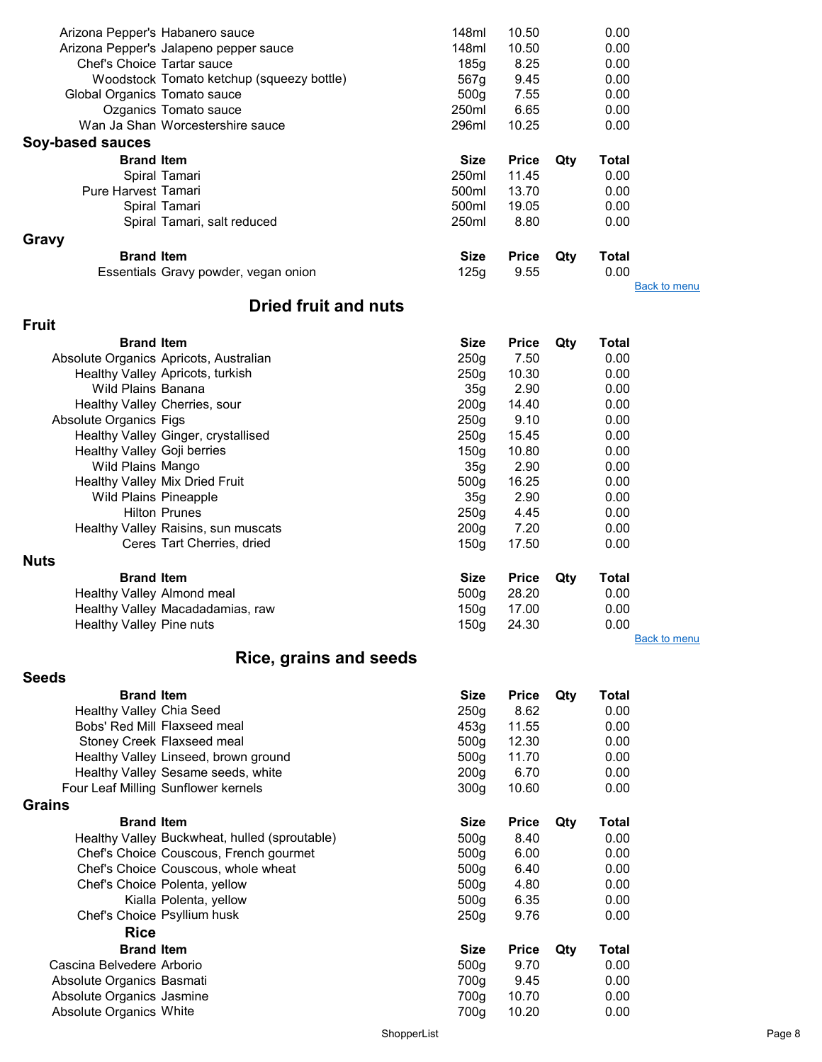| Brand | Item | Size | Price | Qty | Total |
|---|---|---|---|---|---|
| Arizona Pepper's | Habanero sauce | 148ml | 10.50 | | 0.00 |
| Arizona Pepper's | Jalapeno pepper sauce | 148ml | 10.50 | | 0.00 |
| Chef's Choice | Tartar sauce | 185g | 8.25 | | 0.00 |
| Woodstock | Tomato ketchup (squeezy bottle) | 567g | 9.45 | | 0.00 |
| Global Organics | Tomato sauce | 500g | 7.55 | | 0.00 |
| Ozganics | Tomato sauce | 250ml | 6.65 | | 0.00 |
| Wan Ja Shan | Worcestershire sauce | 296ml | 10.25 | | 0.00 |

### Soy-based sauces

| Brand | Item | Size | Price | Qty | Total |
|---|---|---|---|---|---|
| Spiral | Tamari | 250ml | 11.45 | | 0.00 |
| Pure Harvest | Tamari | 500ml | 13.70 | | 0.00 |
| Spiral | Tamari | 500ml | 19.05 | | 0.00 |
| Spiral | Tamari, salt reduced | 250ml | 8.80 | | 0.00 |

### Gravy

| Brand | Item | Size | Price | Qty | Total |
|---|---|---|---|---|---|
| Essentials | Gravy powder, vegan onion | 125g | 9.55 | | 0.00 |

Back to menu

## Dried fruit and nuts

### Fruit

| Brand | Item | Size | Price | Qty | Total |
|---|---|---|---|---|---|
| Absolute Organics | Apricots, Australian | 250g | 7.50 | | 0.00 |
| Healthy Valley | Apricots, turkish | 250g | 10.30 | | 0.00 |
| Wild Plains | Banana | 35g | 2.90 | | 0.00 |
| Healthy Valley | Cherries, sour | 200g | 14.40 | | 0.00 |
| Absolute Organics | Figs | 250g | 9.10 | | 0.00 |
| Healthy Valley | Ginger, crystallised | 250g | 15.45 | | 0.00 |
| Healthy Valley | Goji berries | 150g | 10.80 | | 0.00 |
| Wild Plains | Mango | 35g | 2.90 | | 0.00 |
| Healthy Valley | Mix Dried Fruit | 500g | 16.25 | | 0.00 |
| Wild Plains | Pineapple | 35g | 2.90 | | 0.00 |
| Hilton | Prunes | 250g | 4.45 | | 0.00 |
| Healthy Valley | Raisins, sun muscats | 200g | 7.20 | | 0.00 |
| Ceres | Tart Cherries, dried | 150g | 17.50 | | 0.00 |

### Nuts

| Brand | Item | Size | Price | Qty | Total |
|---|---|---|---|---|---|
| Healthy Valley | Almond meal | 500g | 28.20 | | 0.00 |
| Healthy Valley | Macadadamias, raw | 150g | 17.00 | | 0.00 |
| Healthy Valley | Pine nuts | 150g | 24.30 | | 0.00 |

Back to menu

## Rice, grains and seeds

### Seeds

| Brand | Item | Size | Price | Qty | Total |
|---|---|---|---|---|---|
| Healthy Valley | Chia Seed | 250g | 8.62 | | 0.00 |
| Bobs' Red Mill | Flaxseed meal | 453g | 11.55 | | 0.00 |
| Stoney Creek | Flaxseed meal | 500g | 12.30 | | 0.00 |
| Healthy Valley | Linseed, brown ground | 500g | 11.70 | | 0.00 |
| Healthy Valley | Sesame seeds, white | 200g | 6.70 | | 0.00 |
| Four Leaf Milling | Sunflower kernels | 300g | 10.60 | | 0.00 |

### Grains

| Brand | Item | Size | Price | Qty | Total |
|---|---|---|---|---|---|
| Healthy Valley | Buckwheat, hulled (sproutable) | 500g | 8.40 | | 0.00 |
| Chef's Choice | Couscous, French gourmet | 500g | 6.00 | | 0.00 |
| Chef's Choice | Couscous, whole wheat | 500g | 6.40 | | 0.00 |
| Chef's Choice | Polenta, yellow | 500g | 4.80 | | 0.00 |
| Kialla | Polenta, yellow | 500g | 6.35 | | 0.00 |
| Chef's Choice | Psyllium husk | 250g | 9.76 | | 0.00 |

### Rice

| Brand | Item | Size | Price | Qty | Total |
|---|---|---|---|---|---|
| Cascina Belvedere | Arborio | 500g | 9.70 | | 0.00 |
| Absolute Organics | Basmati | 700g | 9.45 | | 0.00 |
| Absolute Organics | Jasmine | 700g | 10.70 | | 0.00 |
| Absolute Organics | White | 700g | 10.20 | | 0.00 |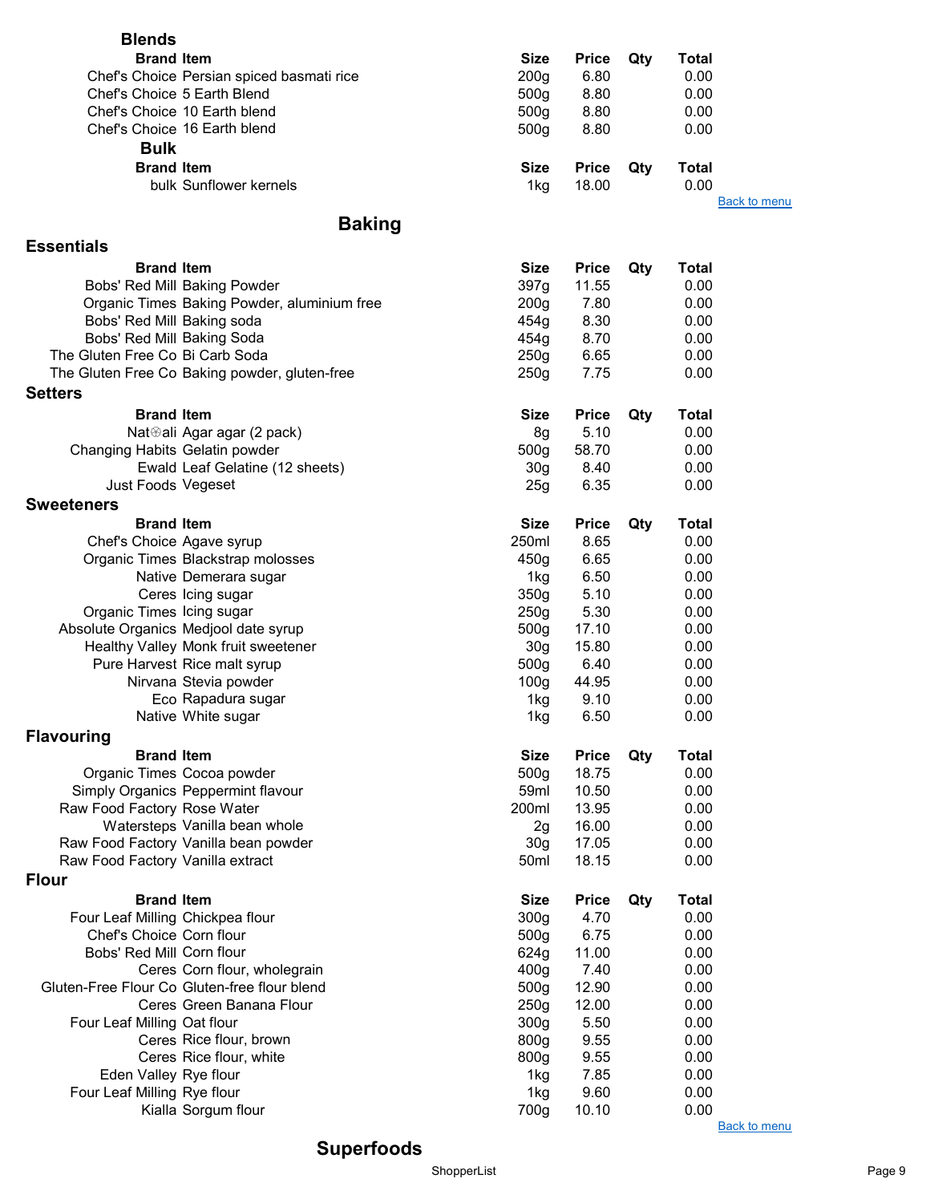### Blends

| Brand | Item | Size | Price | Qty | Total |
|---|---|---|---|---|---|
| Chef's Choice | Persian spiced basmati rice | 200g | 6.80 | | 0.00 |
| Chef's Choice | 5 Earth Blend | 500g | 8.80 | | 0.00 |
| Chef's Choice | 10 Earth blend | 500g | 8.80 | | 0.00 |
| Chef's Choice | 16 Earth blend | 500g | 8.80 | | 0.00 |

### Bulk

| Brand | Item | Size | Price | Qty | Total |
|---|---|---|---|---|---|
| bulk | Sunflower kernels | 1kg | 18.00 | | 0.00 |

Back to menu

## Baking

### Essentials

| Brand | Item | Size | Price | Qty | Total |
|---|---|---|---|---|---|
| Bobs' Red Mill | Baking Powder | 397g | 11.55 | | 0.00 |
| Organic Times | Baking Powder, aluminium free | 200g | 7.80 | | 0.00 |
| Bobs' Red Mill | Baking soda | 454g | 8.30 | | 0.00 |
| Bobs' Red Mill | Baking Soda | 454g | 8.70 | | 0.00 |
| The Gluten Free Co | Bi Carb Soda | 250g | 6.65 | | 0.00 |
| The Gluten Free Co | Baking powder, gluten-free | 250g | 7.75 | | 0.00 |

### Setters

| Brand | Item | Size | Price | Qty | Total |
|---|---|---|---|---|---|
| Nat😊ali | Agar agar (2 pack) | 8g | 5.10 | | 0.00 |
| Changing Habits | Gelatin powder | 500g | 58.70 | | 0.00 |
| Ewald | Leaf Gelatine (12 sheets) | 30g | 8.40 | | 0.00 |
| Just Foods | Vegeset | 25g | 6.35 | | 0.00 |

### Sweeteners

| Brand | Item | Size | Price | Qty | Total |
|---|---|---|---|---|---|
| Chef's Choice | Agave syrup | 250ml | 8.65 | | 0.00 |
| Organic Times | Blackstrap molosses | 450g | 6.65 | | 0.00 |
| Native | Demerara sugar | 1kg | 6.50 | | 0.00 |
| Ceres | Icing sugar | 350g | 5.10 | | 0.00 |
| Organic Times | Icing sugar | 250g | 5.30 | | 0.00 |
| Absolute Organics | Medjool date syrup | 500g | 17.10 | | 0.00 |
| Healthy Valley | Monk fruit sweetener | 30g | 15.80 | | 0.00 |
| Pure Harvest | Rice malt syrup | 500g | 6.40 | | 0.00 |
| Nirvana | Stevia powder | 100g | 44.95 | | 0.00 |
| Eco | Rapadura sugar | 1kg | 9.10 | | 0.00 |
| Native | White sugar | 1kg | 6.50 | | 0.00 |

### Flavouring

| Brand | Item | Size | Price | Qty | Total |
|---|---|---|---|---|---|
| Organic Times | Cocoa powder | 500g | 18.75 | | 0.00 |
| Simply Organics | Peppermint flavour | 59ml | 10.50 | | 0.00 |
| Raw Food Factory | Rose Water | 200ml | 13.95 | | 0.00 |
| Watersteps | Vanilla bean whole | 2g | 16.00 | | 0.00 |
| Raw Food Factory | Vanilla bean powder | 30g | 17.05 | | 0.00 |
| Raw Food Factory | Vanilla extract | 50ml | 18.15 | | 0.00 |

### Flour

| Brand | Item | Size | Price | Qty | Total |
|---|---|---|---|---|---|
| Four Leaf Milling | Chickpea flour | 300g | 4.70 | | 0.00 |
| Chef's Choice | Corn flour | 500g | 6.75 | | 0.00 |
| Bobs' Red Mill | Corn flour | 624g | 11.00 | | 0.00 |
| Ceres | Corn flour, wholegrain | 400g | 7.40 | | 0.00 |
| Gluten-Free Flour Co | Gluten-free flour blend | 500g | 12.90 | | 0.00 |
| Ceres | Green Banana Flour | 250g | 12.00 | | 0.00 |
| Four Leaf Milling | Oat flour | 300g | 5.50 | | 0.00 |
| Ceres | Rice flour, brown | 800g | 9.55 | | 0.00 |
| Ceres | Rice flour, white | 800g | 9.55 | | 0.00 |
| Eden Valley | Rye flour | 1kg | 7.85 | | 0.00 |
| Four Leaf Milling | Rye flour | 1kg | 9.60 | | 0.00 |
| Kialla | Sorgum flour | 700g | 10.10 | | 0.00 |

Back to menu

## Superfoods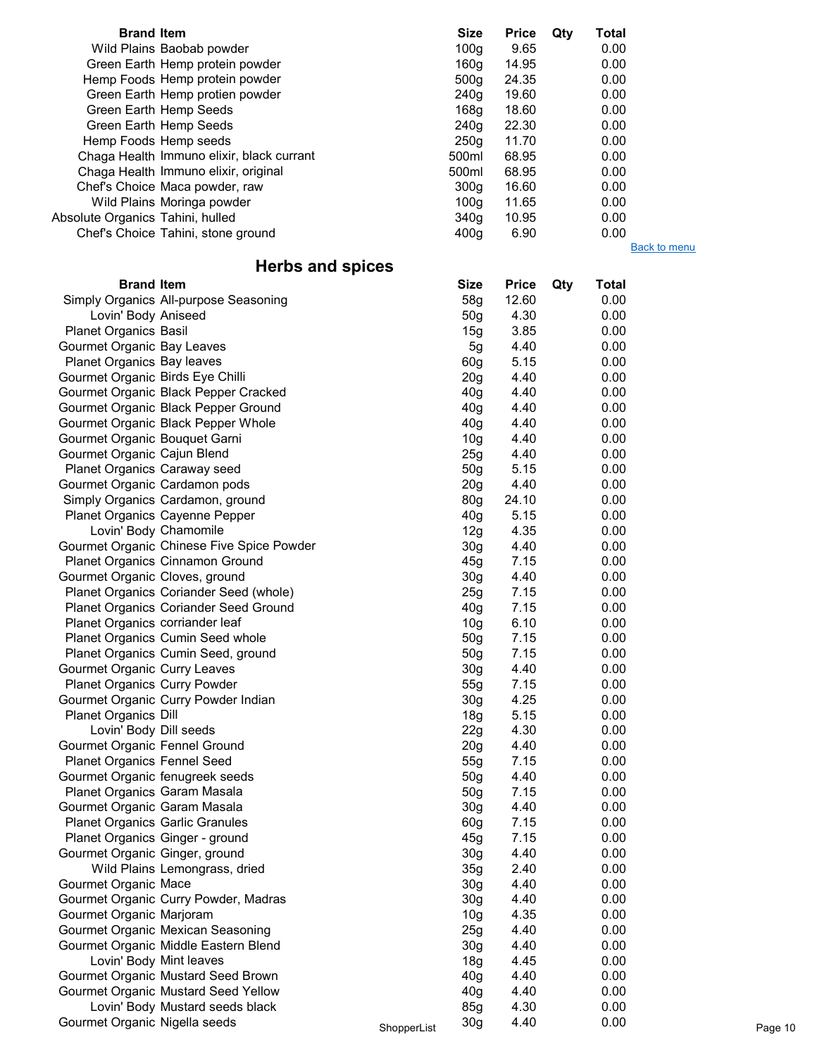| Brand | Item | Size | Price | Qty | Total |
|---|---|---|---|---|---|
| Wild Plains | Baobab powder | 100g | 9.65 | | 0.00 |
| Green Earth | Hemp protein powder | 160g | 14.95 | | 0.00 |
| Hemp Foods | Hemp protein powder | 500g | 24.35 | | 0.00 |
| Green Earth | Hemp protien powder | 240g | 19.60 | | 0.00 |
| Green Earth | Hemp Seeds | 168g | 18.60 | | 0.00 |
| Green Earth | Hemp Seeds | 240g | 22.30 | | 0.00 |
| Hemp Foods | Hemp seeds | 250g | 11.70 | | 0.00 |
| Chaga Health | Immuno elixir, black currant | 500ml | 68.95 | | 0.00 |
| Chaga Health | Immuno elixir, original | 500ml | 68.95 | | 0.00 |
| Chef's Choice | Maca powder, raw | 300g | 16.60 | | 0.00 |
| Wild Plains | Moringa powder | 100g | 11.65 | | 0.00 |
| Absolute Organics | Tahini, hulled | 340g | 10.95 | | 0.00 |
| Chef's Choice | Tahini, stone ground | 400g | 6.90 | | 0.00 |

Back to menu

## Herbs and spices

| Brand | Item | Size | Price | Qty | Total |
|---|---|---|---|---|---|
| Simply Organics | All-purpose Seasoning | 58g | 12.60 | | 0.00 |
| Lovin' Body | Aniseed | 50g | 4.30 | | 0.00 |
| Planet Organics | Basil | 15g | 3.85 | | 0.00 |
| Gourmet Organic | Bay Leaves | 5g | 4.40 | | 0.00 |
| Planet Organics | Bay leaves | 60g | 5.15 | | 0.00 |
| Gourmet Organic | Birds Eye Chilli | 20g | 4.40 | | 0.00 |
| Gourmet Organic | Black Pepper Cracked | 40g | 4.40 | | 0.00 |
| Gourmet Organic | Black Pepper Ground | 40g | 4.40 | | 0.00 |
| Gourmet Organic | Black Pepper Whole | 40g | 4.40 | | 0.00 |
| Gourmet Organic | Bouquet Garni | 10g | 4.40 | | 0.00 |
| Gourmet Organic | Cajun Blend | 25g | 4.40 | | 0.00 |
| Planet Organics | Caraway seed | 50g | 5.15 | | 0.00 |
| Gourmet Organic | Cardamon pods | 20g | 4.40 | | 0.00 |
| Simply Organics | Cardamon, ground | 80g | 24.10 | | 0.00 |
| Planet Organics | Cayenne Pepper | 40g | 5.15 | | 0.00 |
| Lovin' Body | Chamomile | 12g | 4.35 | | 0.00 |
| Gourmet Organic | Chinese Five Spice Powder | 30g | 4.40 | | 0.00 |
| Planet Organics | Cinnamon Ground | 45g | 7.15 | | 0.00 |
| Gourmet Organic | Cloves, ground | 30g | 4.40 | | 0.00 |
| Planet Organics | Coriander Seed (whole) | 25g | 7.15 | | 0.00 |
| Planet Organics | Coriander Seed Ground | 40g | 7.15 | | 0.00 |
| Planet Organics | corriander leaf | 10g | 6.10 | | 0.00 |
| Planet Organics | Cumin Seed whole | 50g | 7.15 | | 0.00 |
| Planet Organics | Cumin Seed, ground | 50g | 7.15 | | 0.00 |
| Gourmet Organic | Curry Leaves | 30g | 4.40 | | 0.00 |
| Planet Organics | Curry Powder | 55g | 7.15 | | 0.00 |
| Gourmet Organic | Curry Powder Indian | 30g | 4.25 | | 0.00 |
| Planet Organics | Dill | 18g | 5.15 | | 0.00 |
| Lovin' Body | Dill seeds | 22g | 4.30 | | 0.00 |
| Gourmet Organic | Fennel Ground | 20g | 4.40 | | 0.00 |
| Planet Organics | Fennel Seed | 55g | 7.15 | | 0.00 |
| Gourmet Organic | fenugreek seeds | 50g | 4.40 | | 0.00 |
| Planet Organics | Garam Masala | 50g | 7.15 | | 0.00 |
| Gourmet Organic | Garam Masala | 30g | 4.40 | | 0.00 |
| Planet Organics | Garlic Granules | 60g | 7.15 | | 0.00 |
| Planet Organics | Ginger - ground | 45g | 7.15 | | 0.00 |
| Gourmet Organic | Ginger, ground | 30g | 4.40 | | 0.00 |
| Wild Plains | Lemongrass, dried | 35g | 2.40 | | 0.00 |
| Gourmet Organic | Mace | 30g | 4.40 | | 0.00 |
| Gourmet Organic | Curry Powder, Madras | 30g | 4.40 | | 0.00 |
| Gourmet Organic | Marjoram | 10g | 4.35 | | 0.00 |
| Gourmet Organic | Mexican Seasoning | 25g | 4.40 | | 0.00 |
| Gourmet Organic | Middle Eastern Blend | 30g | 4.40 | | 0.00 |
| Lovin' Body | Mint leaves | 18g | 4.45 | | 0.00 |
| Gourmet Organic | Mustard Seed Brown | 40g | 4.40 | | 0.00 |
| Gourmet Organic | Mustard Seed Yellow | 40g | 4.40 | | 0.00 |
| Lovin' Body | Mustard seeds black | 85g | 4.30 | | 0.00 |
| Gourmet Organic | Nigella seeds | 30g | 4.40 | | 0.00 |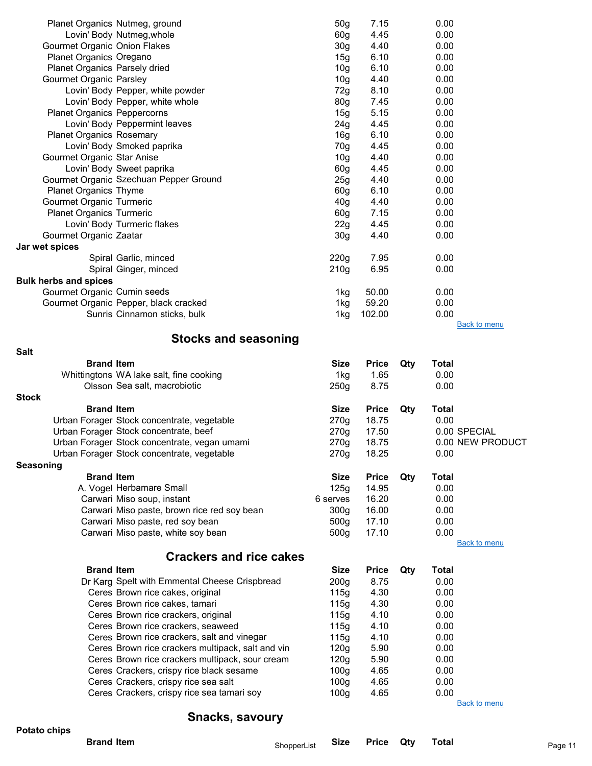| Brand | Item | Size | Price | Qty | Total | |
|---|---|---|---|---|---|---|
| Planet Organics | Nutmeg, ground | 50g | 7.15 | | 0.00 | |
| Lovin' Body | Nutmeg,whole | 60g | 4.45 | | 0.00 | |
| Gourmet Organic | Onion Flakes | 30g | 4.40 | | 0.00 | |
| Planet Organics | Oregano | 15g | 6.10 | | 0.00 | |
| Planet Organics | Parsely dried | 10g | 6.10 | | 0.00 | |
| Gourmet Organic | Parsley | 10g | 4.40 | | 0.00 | |
| Lovin' Body | Pepper, white powder | 72g | 8.10 | | 0.00 | |
| Lovin' Body | Pepper, white whole | 80g | 7.45 | | 0.00 | |
| Planet Organics | Peppercorns | 15g | 5.15 | | 0.00 | |
| Lovin' Body | Peppermint leaves | 24g | 4.45 | | 0.00 | |
| Planet Organics | Rosemary | 16g | 6.10 | | 0.00 | |
| Lovin' Body | Smoked paprika | 70g | 4.45 | | 0.00 | |
| Gourmet Organic | Star Anise | 10g | 4.40 | | 0.00 | |
| Lovin' Body | Sweet paprika | 60g | 4.45 | | 0.00 | |
| Gourmet Organic | Szechuan Pepper Ground | 25g | 4.40 | | 0.00 | |
| Planet Organics | Thyme | 60g | 6.10 | | 0.00 | |
| Gourmet Organic | Turmeric | 40g | 4.40 | | 0.00 | |
| Planet Organics | Turmeric | 60g | 7.15 | | 0.00 | |
| Lovin' Body | Turmeric flakes | 22g | 4.45 | | 0.00 | |
| Gourmet Organic | Zaatar | 30g | 4.40 | | 0.00 | |

**Jar wet spices**

| Brand | Item | Size | Price | Qty | Total |
|---|---|---|---|---|---|
| Spiral | Garlic, minced | 220g | 7.95 | | 0.00 |
| Spiral | Ginger, minced | 210g | 6.95 | | 0.00 |

**Bulk herbs and spices**

| Brand | Item | Size | Price | Qty | Total |
|---|---|---|---|---|---|
| Gourmet Organic | Cumin seeds | 1kg | 50.00 | | 0.00 |
| Gourmet Organic | Pepper, black cracked | 1kg | 59.20 | | 0.00 |
| Sunris | Cinnamon sticks, bulk | 1kg | 102.00 | | 0.00 |

Back to menu

## Stocks and seasoning

**Salt**

| Brand | Item | Size | Price | Qty | Total |
|---|---|---|---|---|---|
| Whittingtons | WA lake salt, fine cooking | 1kg | 1.65 | | 0.00 |
| Olsson | Sea salt, macrobiotic | 250g | 8.75 | | 0.00 |

**Stock**

| Brand | Item | Size | Price | Qty | Total | |
|---|---|---|---|---|---|---|
| Urban Forager | Stock concentrate, vegetable | 270g | 18.75 | | 0.00 | |
| Urban Forager | Stock concentrate, beef | 270g | 17.50 | | 0.00 | SPECIAL |
| Urban Forager | Stock concentrate, vegan umami | 270g | 18.75 | | 0.00 | NEW PRODUCT |
| Urban Forager | Stock concentrate, vegetable | 270g | 18.25 | | 0.00 | |

**Seasoning**

| Brand | Item | Size | Price | Qty | Total |
|---|---|---|---|---|---|
| A. Vogel | Herbamare Small | 125g | 14.95 | | 0.00 |
| Carwari | Miso soup, instant | 6 serves | 16.20 | | 0.00 |
| Carwari | Miso paste, brown rice red soy bean | 300g | 16.00 | | 0.00 |
| Carwari | Miso paste, red soy bean | 500g | 17.10 | | 0.00 |
| Carwari | Miso paste, white soy bean | 500g | 17.10 | | 0.00 |

Back to menu

## Crackers and rice cakes

| Brand | Item | Size | Price | Qty | Total |
|---|---|---|---|---|---|
| Dr Karg | Spelt with Emmental Cheese Crispbread | 200g | 8.75 | | 0.00 |
| Ceres | Brown rice cakes, original | 115g | 4.30 | | 0.00 |
| Ceres | Brown rice cakes, tamari | 115g | 4.30 | | 0.00 |
| Ceres | Brown rice crackers, original | 115g | 4.10 | | 0.00 |
| Ceres | Brown rice crackers, seaweed | 115g | 4.10 | | 0.00 |
| Ceres | Brown rice crackers, salt and vinegar | 115g | 4.10 | | 0.00 |
| Ceres | Brown rice crackers multipack, salt and vin | 120g | 5.90 | | 0.00 |
| Ceres | Brown rice crackers multipack, sour cream | 120g | 5.90 | | 0.00 |
| Ceres | Crackers, crispy rice black sesame | 100g | 4.65 | | 0.00 |
| Ceres | Crackers, crispy rice sea salt | 100g | 4.65 | | 0.00 |
| Ceres | Crackers, crispy rice sea tamari soy | 100g | 4.65 | | 0.00 |

Back to menu

## Snacks, savoury

**Potato chips**

| Brand | Item | Size | Price | Qty | Total |
|---|---|---|---|---|---|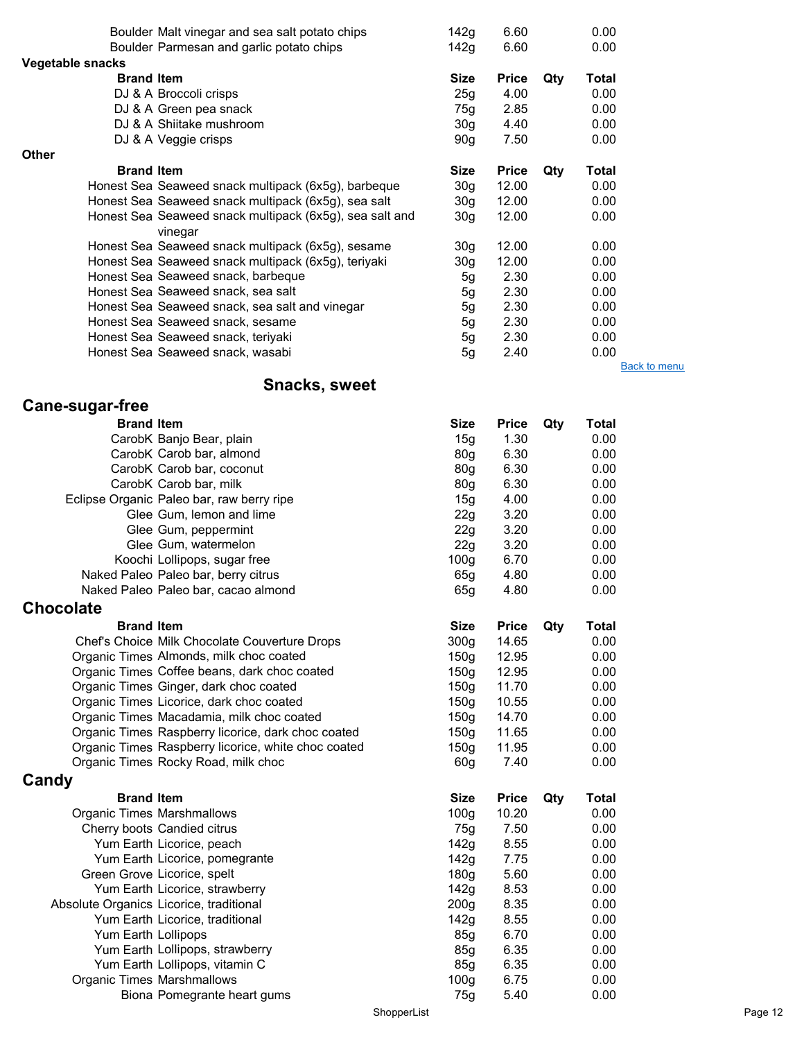| Brand | Item | Size | Price | Qty | Total |
|---|---|---|---|---|---|
| Boulder | Malt vinegar and sea salt potato chips | 142g | 6.60 | | 0.00 |
| Boulder | Parmesan and garlic potato chips | 142g | 6.60 | | 0.00 |

**Vegetable snacks**

| Brand | Item | Size | Price | Qty | Total |
|---|---|---|---|---|---|
| DJ & A | Broccoli crisps | 25g | 4.00 | | 0.00 |
| DJ & A | Green pea snack | 75g | 2.85 | | 0.00 |
| DJ & A | Shiitake mushroom | 30g | 4.40 | | 0.00 |
| DJ & A | Veggie crisps | 90g | 7.50 | | 0.00 |

**Other**

| Brand | Item | Size | Price | Qty | Total |
|---|---|---|---|---|---|
| Honest Sea | Seaweed snack multipack (6x5g), barbeque | 30g | 12.00 | | 0.00 |
| Honest Sea | Seaweed snack multipack (6x5g), sea salt | 30g | 12.00 | | 0.00 |
| Honest Sea | Seaweed snack multipack (6x5g), sea salt and vinegar | 30g | 12.00 | | 0.00 |
| Honest Sea | Seaweed snack multipack (6x5g), sesame | 30g | 12.00 | | 0.00 |
| Honest Sea | Seaweed snack multipack (6x5g), teriyaki | 30g | 12.00 | | 0.00 |
| Honest Sea | Seaweed snack, barbeque | 5g | 2.30 | | 0.00 |
| Honest Sea | Seaweed snack, sea salt | 5g | 2.30 | | 0.00 |
| Honest Sea | Seaweed snack, sea salt and vinegar | 5g | 2.30 | | 0.00 |
| Honest Sea | Seaweed snack, sesame | 5g | 2.30 | | 0.00 |
| Honest Sea | Seaweed snack, teriyaki | 5g | 2.30 | | 0.00 |
| Honest Sea | Seaweed snack, wasabi | 5g | 2.40 | | 0.00 |

Back to menu

# Snacks, sweet

## Cane-sugar-free

| Brand | Item | Size | Price | Qty | Total |
|---|---|---|---|---|---|
| CarobK | Banjo Bear, plain | 15g | 1.30 | | 0.00 |
| CarobK | Carob bar, almond | 80g | 6.30 | | 0.00 |
| CarobK | Carob bar, coconut | 80g | 6.30 | | 0.00 |
| CarobK | Carob bar, milk | 80g | 6.30 | | 0.00 |
| Eclipse Organic | Paleo bar, raw berry ripe | 15g | 4.00 | | 0.00 |
| Glee | Gum, lemon and lime | 22g | 3.20 | | 0.00 |
| Glee | Gum, peppermint | 22g | 3.20 | | 0.00 |
| Glee | Gum, watermelon | 22g | 3.20 | | 0.00 |
| Koochi | Lollipops, sugar free | 100g | 6.70 | | 0.00 |
| Naked Paleo | Paleo bar, berry citrus | 65g | 4.80 | | 0.00 |
| Naked Paleo | Paleo bar, cacao almond | 65g | 4.80 | | 0.00 |

## Chocolate

| Brand | Item | Size | Price | Qty | Total |
|---|---|---|---|---|---|
| Chef's Choice | Milk Chocolate Couverture Drops | 300g | 14.65 | | 0.00 |
| Organic Times | Almonds, milk choc coated | 150g | 12.95 | | 0.00 |
| Organic Times | Coffee beans, dark choc coated | 150g | 12.95 | | 0.00 |
| Organic Times | Ginger, dark choc coated | 150g | 11.70 | | 0.00 |
| Organic Times | Licorice, dark choc coated | 150g | 10.55 | | 0.00 |
| Organic Times | Macadamia, milk choc coated | 150g | 14.70 | | 0.00 |
| Organic Times | Raspberry licorice, dark choc coated | 150g | 11.65 | | 0.00 |
| Organic Times | Raspberry licorice, white choc coated | 150g | 11.95 | | 0.00 |
| Organic Times | Rocky Road, milk choc | 60g | 7.40 | | 0.00 |

## Candy

| Brand | Item | Size | Price | Qty | Total |
|---|---|---|---|---|---|
| Organic Times | Marshmallows | 100g | 10.20 | | 0.00 |
| Cherry boots | Candied citrus | 75g | 7.50 | | 0.00 |
| Yum Earth | Licorice, peach | 142g | 8.55 | | 0.00 |
| Yum Earth | Licorice, pomegrante | 142g | 7.75 | | 0.00 |
| Green Grove | Licorice, spelt | 180g | 5.60 | | 0.00 |
| Yum Earth | Licorice, strawberry | 142g | 8.53 | | 0.00 |
| Absolute Organics | Licorice, traditional | 200g | 8.35 | | 0.00 |
| Yum Earth | Licorice, traditional | 142g | 8.55 | | 0.00 |
| Yum Earth | Lollipops | 85g | 6.70 | | 0.00 |
| Yum Earth | Lollipops, strawberry | 85g | 6.35 | | 0.00 |
| Yum Earth | Lollipops, vitamin C | 85g | 6.35 | | 0.00 |
| Organic Times | Marshmallows | 100g | 6.75 | | 0.00 |
| Biona | Pomegrante heart gums | 75g | 5.40 | | 0.00 |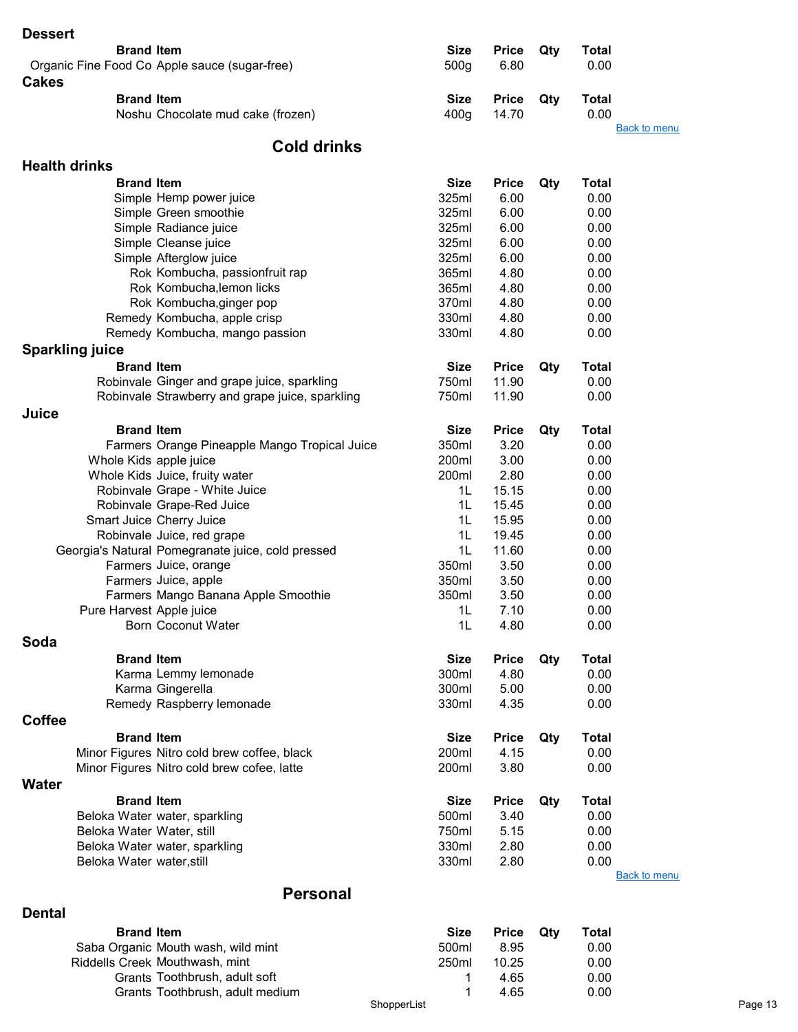## Dessert

| Brand | Item | Size | Price | Qty | Total |
|---|---|---|---|---|---|
| Organic Fine Food Co | Apple sauce (sugar-free) | 500g | 6.80 | | 0.00 |

## Cakes

| Brand | Item | Size | Price | Qty | Total |
|---|---|---|---|---|---|
| Noshu | Chocolate mud cake (frozen) | 400g | 14.70 | | 0.00 |

Back to menu

# Cold drinks

## Health drinks

| Brand | Item | Size | Price | Qty | Total |
|---|---|---|---|---|---|
| Simple | Hemp power juice | 325ml | 6.00 | | 0.00 |
| Simple | Green smoothie | 325ml | 6.00 | | 0.00 |
| Simple | Radiance juice | 325ml | 6.00 | | 0.00 |
| Simple | Cleanse juice | 325ml | 6.00 | | 0.00 |
| Simple | Afterglow juice | 325ml | 6.00 | | 0.00 |
| Rok | Kombucha, passionfruit rap | 365ml | 4.80 | | 0.00 |
| Rok | Kombucha,lemon licks | 365ml | 4.80 | | 0.00 |
| Rok | Kombucha,ginger pop | 370ml | 4.80 | | 0.00 |
| Remedy | Kombucha, apple crisp | 330ml | 4.80 | | 0.00 |
| Remedy | Kombucha, mango passion | 330ml | 4.80 | | 0.00 |

## Sparkling juice

| Brand | Item | Size | Price | Qty | Total |
|---|---|---|---|---|---|
| Robinvale | Ginger and grape juice, sparkling | 750ml | 11.90 | | 0.00 |
| Robinvale | Strawberry and grape juice, sparkling | 750ml | 11.90 | | 0.00 |

## Juice

| Brand | Item | Size | Price | Qty | Total |
|---|---|---|---|---|---|
| Farmers | Orange Pineapple Mango Tropical Juice | 350ml | 3.20 | | 0.00 |
| Whole Kids | apple juice | 200ml | 3.00 | | 0.00 |
| Whole Kids | Juice, fruity water | 200ml | 2.80 | | 0.00 |
| Robinvale | Grape - White Juice | 1L | 15.15 | | 0.00 |
| Robinvale | Grape-Red Juice | 1L | 15.45 | | 0.00 |
| Smart Juice | Cherry Juice | 1L | 15.95 | | 0.00 |
| Robinvale | Juice, red grape | 1L | 19.45 | | 0.00 |
| Georgia's Natural | Pomegranate juice, cold pressed | 1L | 11.60 | | 0.00 |
| Farmers | Juice, orange | 350ml | 3.50 | | 0.00 |
| Farmers | Juice, apple | 350ml | 3.50 | | 0.00 |
| Farmers | Mango Banana Apple Smoothie | 350ml | 3.50 | | 0.00 |
| Pure Harvest | Apple juice | 1L | 7.10 | | 0.00 |
| Born | Coconut Water | 1L | 4.80 | | 0.00 |

## Soda

| Brand | Item | Size | Price | Qty | Total |
|---|---|---|---|---|---|
| Karma | Lemmy lemonade | 300ml | 4.80 | | 0.00 |
| Karma | Gingerella | 300ml | 5.00 | | 0.00 |
| Remedy | Raspberry lemonade | 330ml | 4.35 | | 0.00 |

## Coffee

| Brand | Item | Size | Price | Qty | Total |
|---|---|---|---|---|---|
| Minor Figures | Nitro cold brew coffee, black | 200ml | 4.15 | | 0.00 |
| Minor Figures | Nitro cold brew cofee, latte | 200ml | 3.80 | | 0.00 |

## Water

| Brand | Item | Size | Price | Qty | Total |
|---|---|---|---|---|---|
| Beloka Water | water, sparkling | 500ml | 3.40 | | 0.00 |
| Beloka Water | Water, still | 750ml | 5.15 | | 0.00 |
| Beloka Water | water, sparkling | 330ml | 2.80 | | 0.00 |
| Beloka Water | water,still | 330ml | 2.80 | | 0.00 |

Back to menu

# Personal

## Dental

| Brand | Item | Size | Price | Qty | Total |
|---|---|---|---|---|---|
| Saba Organic | Mouth wash, wild mint | 500ml | 8.95 | | 0.00 |
| Riddells Creek | Mouthwash, mint | 250ml | 10.25 | | 0.00 |
| Grants | Toothbrush, adult soft | 1 | 4.65 | | 0.00 |
| Grants | Toothbrush, adult medium | 1 | 4.65 | | 0.00 |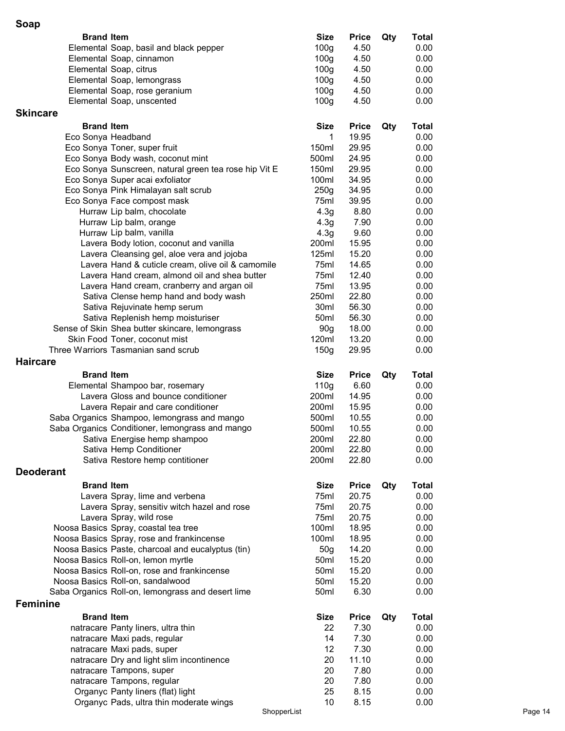## Soap

| Brand | Item | Size | Price | Qty | Total |
|---|---|---|---|---|---|
| Elemental | Soap, basil and black pepper | 100g | 4.50 | | 0.00 |
| Elemental | Soap, cinnamon | 100g | 4.50 | | 0.00 |
| Elemental | Soap, citrus | 100g | 4.50 | | 0.00 |
| Elemental | Soap, lemongrass | 100g | 4.50 | | 0.00 |
| Elemental | Soap, rose geranium | 100g | 4.50 | | 0.00 |
| Elemental | Soap, unscented | 100g | 4.50 | | 0.00 |

## Skincare

| Brand | Item | Size | Price | Qty | Total |
|---|---|---|---|---|---|
| Eco Sonya | Headband | 1 | 19.95 | | 0.00 |
| Eco Sonya | Toner, super fruit | 150ml | 29.95 | | 0.00 |
| Eco Sonya | Body wash, coconut mint | 500ml | 24.95 | | 0.00 |
| Eco Sonya | Sunscreen, natural green tea rose hip Vit E | 150ml | 29.95 | | 0.00 |
| Eco Sonya | Super acai exfoliator | 100ml | 34.95 | | 0.00 |
| Eco Sonya | Pink Himalayan salt scrub | 250g | 34.95 | | 0.00 |
| Eco Sonya | Face compost mask | 75ml | 39.95 | | 0.00 |
| Hurraw | Lip balm, chocolate | 4.3g | 8.80 | | 0.00 |
| Hurraw | Lip balm, orange | 4.3g | 7.90 | | 0.00 |
| Hurraw | Lip balm, vanilla | 4.3g | 9.60 | | 0.00 |
| Lavera | Body lotion, coconut and vanilla | 200ml | 15.95 | | 0.00 |
| Lavera | Cleansing gel, aloe vera and jojoba | 125ml | 15.20 | | 0.00 |
| Lavera | Hand & cuticle cream, olive oil & camomile | 75ml | 14.65 | | 0.00 |
| Lavera | Hand cream, almond oil and shea butter | 75ml | 12.40 | | 0.00 |
| Lavera | Hand cream, cranberry and argan oil | 75ml | 13.95 | | 0.00 |
| Sativa | Clense hemp hand and body wash | 250ml | 22.80 | | 0.00 |
| Sativa | Rejuvinate hemp serum | 30ml | 56.30 | | 0.00 |
| Sativa | Replenish hemp moisturiser | 50ml | 56.30 | | 0.00 |
| Sense of Skin | Shea butter skincare, lemongrass | 90g | 18.00 | | 0.00 |
| Skin Food | Toner, coconut mist | 120ml | 13.20 | | 0.00 |
| Three Warriors | Tasmanian sand scrub | 150g | 29.95 | | 0.00 |

## Haircare

| Brand | Item | Size | Price | Qty | Total |
|---|---|---|---|---|---|
| Elemental | Shampoo bar, rosemary | 110g | 6.60 | | 0.00 |
| Lavera | Gloss and bounce conditioner | 200ml | 14.95 | | 0.00 |
| Lavera | Repair and care conditioner | 200ml | 15.95 | | 0.00 |
| Saba Organics | Shampoo, lemongrass and mango | 500ml | 10.55 | | 0.00 |
| Saba Organics | Conditioner, lemongrass and mango | 500ml | 10.55 | | 0.00 |
| Sativa | Energise hemp shampoo | 200ml | 22.80 | | 0.00 |
| Sativa | Hemp Conditioner | 200ml | 22.80 | | 0.00 |
| Sativa | Restore hemp contitioner | 200ml | 22.80 | | 0.00 |

## Deoderant

| Brand | Item | Size | Price | Qty | Total |
|---|---|---|---|---|---|
| Lavera | Spray, lime and verbena | 75ml | 20.75 | | 0.00 |
| Lavera | Spray, sensitiv witch hazel and rose | 75ml | 20.75 | | 0.00 |
| Lavera | Spray, wild rose | 75ml | 20.75 | | 0.00 |
| Noosa Basics | Spray, coastal tea tree | 100ml | 18.95 | | 0.00 |
| Noosa Basics | Spray, rose and frankincense | 100ml | 18.95 | | 0.00 |
| Noosa Basics | Paste, charcoal and eucalyptus (tin) | 50g | 14.20 | | 0.00 |
| Noosa Basics | Roll-on, lemon myrtle | 50ml | 15.20 | | 0.00 |
| Noosa Basics | Roll-on, rose and frankincense | 50ml | 15.20 | | 0.00 |
| Noosa Basics | Roll-on, sandalwood | 50ml | 15.20 | | 0.00 |
| Saba Organics | Roll-on, lemongrass and desert lime | 50ml | 6.30 | | 0.00 |

## Feminine

| Brand | Item | Size | Price | Qty | Total |
|---|---|---|---|---|---|
| natracare | Panty liners, ultra thin | 22 | 7.30 | | 0.00 |
| natracare | Maxi pads, regular | 14 | 7.30 | | 0.00 |
| natracare | Maxi pads, super | 12 | 7.30 | | 0.00 |
| natracare | Dry and light slim incontinence | 20 | 11.10 | | 0.00 |
| natracare | Tampons, super | 20 | 7.80 | | 0.00 |
| natracare | Tampons, regular | 20 | 7.80 | | 0.00 |
| Organyc | Panty liners (flat) light | 25 | 8.15 | | 0.00 |
| Organyc | Pads, ultra thin moderate wings | 10 | 8.15 | | 0.00 |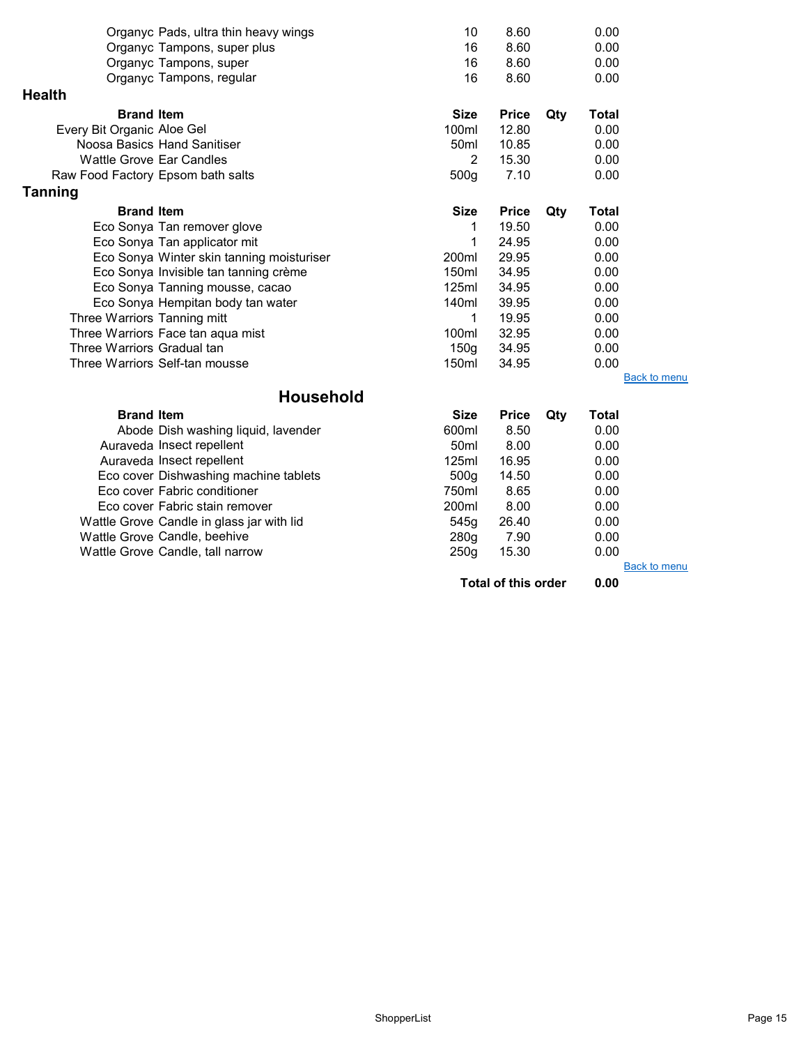| Brand | Item | Size | Price | Qty | Total |
|---|---|---|---|---|---|
| Organyc | Pads, ultra thin heavy wings | 10 | 8.60 | | 0.00 |
| Organyc | Tampons, super plus | 16 | 8.60 | | 0.00 |
| Organyc | Tampons, super | 16 | 8.60 | | 0.00 |
| Organyc | Tampons, regular | 16 | 8.60 | | 0.00 |

### Health

| Brand | Item | Size | Price | Qty | Total |
|---|---|---|---|---|---|
| Every Bit Organic | Aloe Gel | 100ml | 12.80 | | 0.00 |
| Noosa Basics | Hand Sanitiser | 50ml | 10.85 | | 0.00 |
| Wattle Grove | Ear Candles | 2 | 15.30 | | 0.00 |
| Raw Food Factory | Epsom bath salts | 500g | 7.10 | | 0.00 |

### Tanning

| Brand | Item | Size | Price | Qty | Total |
|---|---|---|---|---|---|
| Eco Sonya | Tan remover glove | 1 | 19.50 | | 0.00 |
| Eco Sonya | Tan applicator mit | 1 | 24.95 | | 0.00 |
| Eco Sonya | Winter skin tanning moisturiser | 200ml | 29.95 | | 0.00 |
| Eco Sonya | Invisible tan tanning crème | 150ml | 34.95 | | 0.00 |
| Eco Sonya | Tanning mousse, cacao | 125ml | 34.95 | | 0.00 |
| Eco Sonya | Hempitan body tan water | 140ml | 39.95 | | 0.00 |
| Three Warriors | Tanning mitt | 1 | 19.95 | | 0.00 |
| Three Warriors | Face tan aqua mist | 100ml | 32.95 | | 0.00 |
| Three Warriors | Gradual tan | 150g | 34.95 | | 0.00 |
| Three Warriors | Self-tan mousse | 150ml | 34.95 | | 0.00 |

Back to menu

## Household

| Brand | Item | Size | Price | Qty | Total |
|---|---|---|---|---|---|
| Abode | Dish washing liquid, lavender | 600ml | 8.50 | | 0.00 |
| Auraveda | Insect repellent | 50ml | 8.00 | | 0.00 |
| Auraveda | Insect repellent | 125ml | 16.95 | | 0.00 |
| Eco cover | Dishwashing machine tablets | 500g | 14.50 | | 0.00 |
| Eco cover | Fabric conditioner | 750ml | 8.65 | | 0.00 |
| Eco cover | Fabric stain remover | 200ml | 8.00 | | 0.00 |
| Wattle Grove | Candle in glass jar with lid | 545g | 26.40 | | 0.00 |
| Wattle Grove | Candle, beehive | 280g | 7.90 | | 0.00 |
| Wattle Grove | Candle, tall narrow | 250g | 15.30 | | 0.00 |

Back to menu

**Total of this order** **0.00**